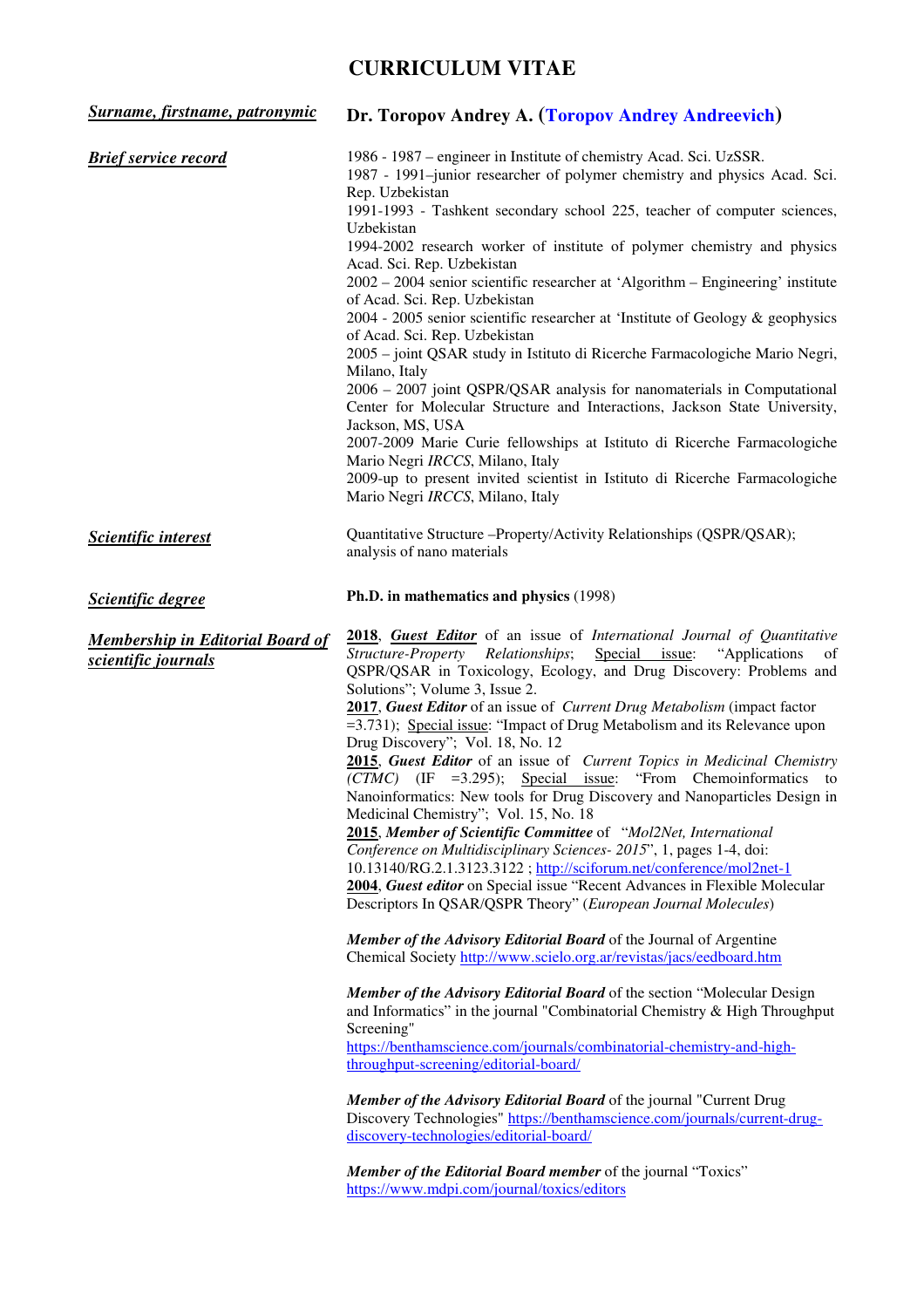# CURRICULUM VITAE

**Surname, firstname, patronymic**

**Dr. Toropov Andrey A. (Toropov Andrey Andreevich)**

**Brief service record**

1986 - 1987 – engineer in Institute of chemistry Acad. Sci. UzSSR.
1987 - 1991–junior researcher of polymer chemistry and physics Acad. Sci. Rep. Uzbekistan
1991-1993 - Tashkent secondary school 225, teacher of computer sciences, Uzbekistan
1994-2002 research worker of institute of polymer chemistry and physics Acad. Sci. Rep. Uzbekistan
2002 – 2004 senior scientific researcher at 'Algorithm – Engineering' institute of Acad. Sci. Rep. Uzbekistan
2004 - 2005 senior scientific researcher at 'Institute of Geology & geophysics of Acad. Sci. Rep. Uzbekistan
2005 – joint QSAR study in Istituto di Ricerche Farmacologiche Mario Negri, Milano, Italy
2006 – 2007 joint QSPR/QSAR analysis for nanomaterials in Computational Center for Molecular Structure and Interactions, Jackson State University, Jackson, MS, USA
2007-2009 Marie Curie fellowships at Istituto di Ricerche Farmacologiche Mario Negri *IRCCS*, Milano, Italy
2009-up to present invited scientist in Istituto di Ricerche Farmacologiche Mario Negri *IRCCS*, Milano, Italy

**Scientific interest**

Quantitative Structure –Property/Activity Relationships (QSPR/QSAR); analysis of nano materials

**Scientific degree**

**Ph.D. in mathematics and physics** (1998)

**Membership in Editorial Board of scientific journals**

**2018**, ***Guest Editor*** of an issue of *International Journal of Quantitative Structure-Property Relationships*; Special issue: "Applications of QSPR/QSAR in Toxicology, Ecology, and Drug Discovery: Problems and Solutions"; Volume 3, Issue 2.
**2017**, ***Guest Editor*** of an issue of *Current Drug Metabolism* (impact factor =3.731); Special issue: "Impact of Drug Metabolism and its Relevance upon Drug Discovery"; Vol. 18, No. 12
**2015**, ***Guest Editor*** of an issue of *Current Topics in Medicinal Chemistry (CTMC)* (IF =3.295); Special issue: "From Chemoinformatics to Nanoinformatics: New tools for Drug Discovery and Nanoparticles Design in Medicinal Chemistry"; Vol. 15, No. 18
**2015**, ***Member of Scientific Committee*** of "*Mol2Net, International Conference on Multidisciplinary Sciences- 2015*", 1, pages 1-4, doi: 10.13140/RG.2.1.3123.3122 ; http://sciforum.net/conference/mol2net-1
**2004**, ***Guest editor*** on Special issue "Recent Advances in Flexible Molecular Descriptors In QSAR/QSPR Theory" (*European Journal Molecules*)

***Member of the Advisory Editorial Board*** of the Journal of Argentine Chemical Society http://www.scielo.org.ar/revistas/jacs/eedboard.htm

***Member of the Advisory Editorial Board*** of the section "Molecular Design and Informatics" in the journal "Combinatorial Chemistry & High Throughput Screening"
https://benthamscience.com/journals/combinatorial-chemistry-and-high-throughput-screening/editorial-board/

***Member of the Advisory Editorial Board*** of the journal "Current Drug Discovery Technologies" https://benthamscience.com/journals/current-drug-discovery-technologies/editorial-board/

***Member of the Editorial Board member*** of the journal "Toxics"
https://www.mdpi.com/journal/toxics/editors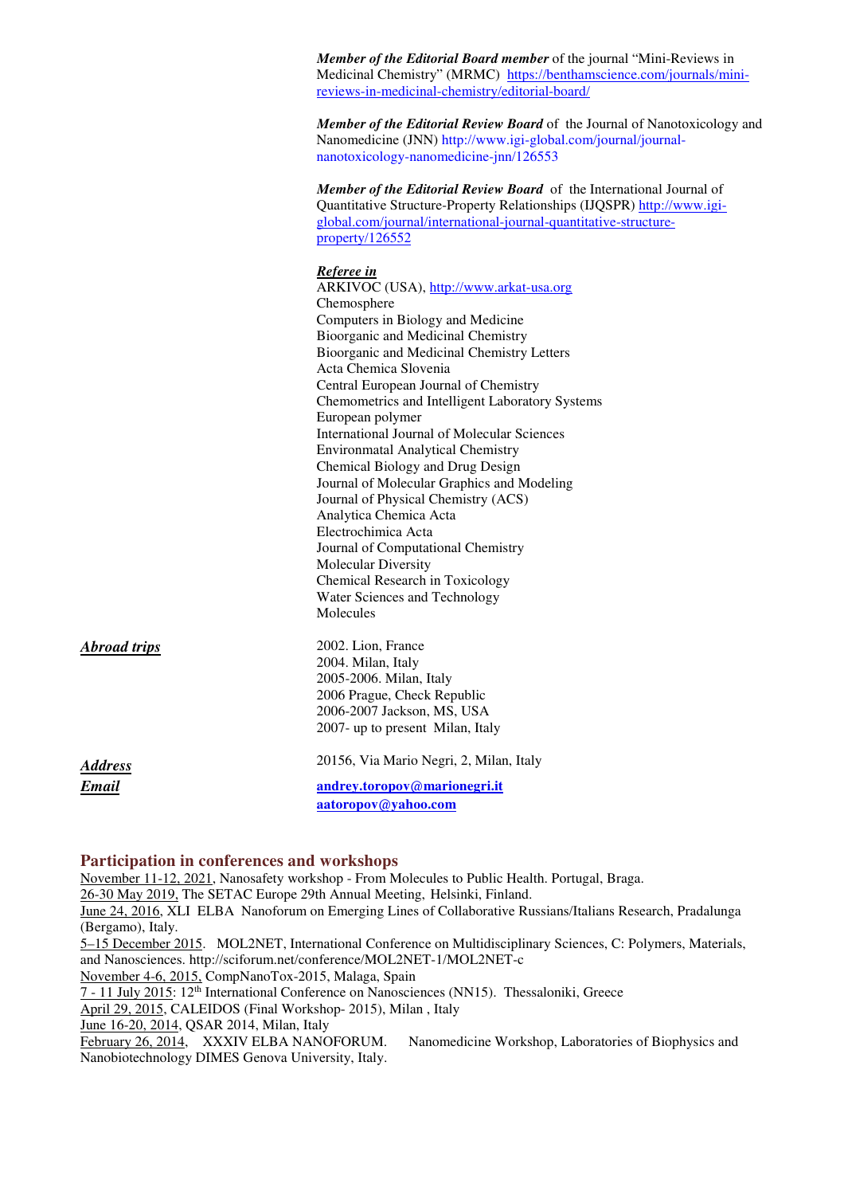***Member of the Editorial Board member*** of the journal “Mini-Reviews in Medicinal Chemistry” (MRMC) https://benthamscience.com/journals/mini-reviews-in-medicinal-chemistry/editorial-board/

***Member of the Editorial Review Board*** of the Journal of Nanotoxicology and Nanomedicine (JNN) http://www.igi-global.com/journal/journal-nanotoxicology-nanomedicine-jnn/126553

***Member of the Editorial Review Board*** of the International Journal of Quantitative Structure-Property Relationships (IJQSPR) http://www.igi-global.com/journal/international-journal-quantitative-structure-property/126552

***Referee in***

ARKIVOC (USA), http://www.arkat-usa.org
Chemosphere
Computers in Biology and Medicine
Bioorganic and Medicinal Chemistry
Bioorganic and Medicinal Chemistry Letters
Acta Chemica Slovenia
Central European Journal of Chemistry
Chemometrics and Intelligent Laboratory Systems
European polymer
International Journal of Molecular Sciences
Environmatal Analytical Chemistry
Chemical Biology and Drug Design
Journal of Molecular Graphics and Modeling
Journal of Physical Chemistry (ACS)
Analytica Chemica Acta
Electrochimica Acta
Journal of Computational Chemistry
Molecular Diversity
Chemical Research in Toxicology
Water Sciences and Technology
Molecules

***Abroad trips***

2002. Lion, France
2004. Milan, Italy
2005-2006. Milan, Italy
2006 Prague, Check Republic
2006-2007 Jackson, MS, USA
2007- up to present Milan, Italy

***Address*** 20156, Via Mario Negri, 2, Milan, Italy

***Email*** **andrey.toropov@marionegri.it**
**aatoropov@yahoo.com**

## Participation in conferences and workshops

November 11-12, 2021, Nanosafety workshop - From Molecules to Public Health. Portugal, Braga.
26-30 May 2019, The SETAC Europe 29th Annual Meeting, Helsinki, Finland.
June 24, 2016, XLI ELBA Nanoforum on Emerging Lines of Collaborative Russians/Italians Research, Pradalunga (Bergamo), Italy.
5–15 December 2015. MOL2NET, International Conference on Multidisciplinary Sciences, C: Polymers, Materials, and Nanosciences. http://sciforum.net/conference/MOL2NET-1/MOL2NET-c
November 4-6, 2015, CompNanoTox-2015, Malaga, Spain
7 - 11 July 2015: 12th International Conference on Nanosciences (NN15). Thessaloniki, Greece
April 29, 2015, CALEIDOS (Final Workshop- 2015), Milan , Italy
June 16-20, 2014, QSAR 2014, Milan, Italy
February 26, 2014, XXXIV ELBA NANOFORUM. Nanomedicine Workshop, Laboratories of Biophysics and Nanobiotechnology DIMES Genova University, Italy.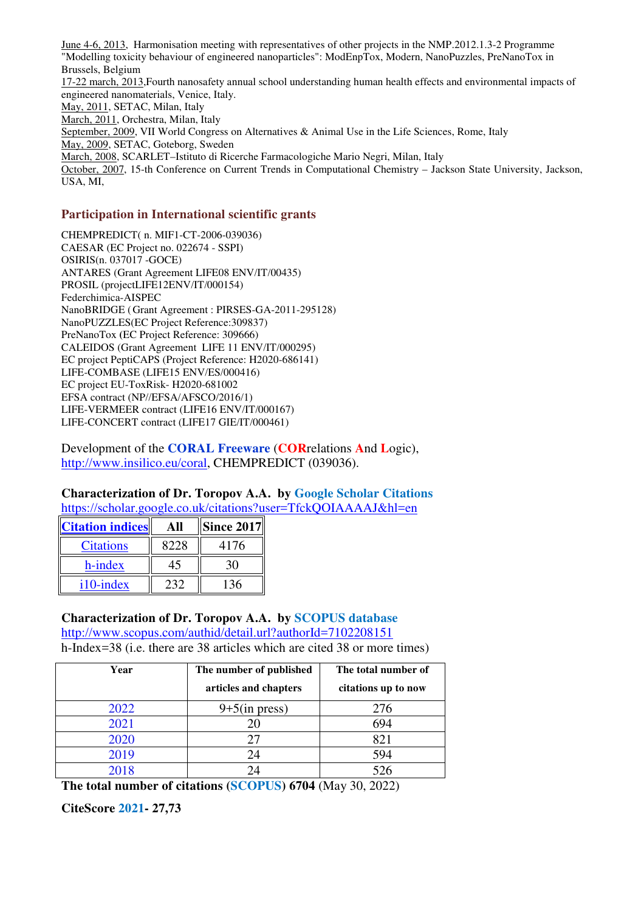June 4-6, 2013, Harmonisation meeting with representatives of other projects in the NMP.2012.1.3-2 Programme "Modelling toxicity behaviour of engineered nanoparticles": ModEnpTox, Modern, NanoPuzzles, PreNanoTox in Brussels, Belgium
17-22 march, 2013,Fourth nanosafety annual school understanding human health effects and environmental impacts of engineered nanomaterials, Venice, Italy.
May, 2011, SETAC, Milan, Italy
March, 2011, Orchestra, Milan, Italy
September, 2009, VII World Congress on Alternatives & Animal Use in the Life Sciences, Rome, Italy
May, 2009, SETAC, Goteborg, Sweden
March, 2008, SCARLET–Istituto di Ricerche Farmacologiche Mario Negri, Milan, Italy
October, 2007, 15-th Conference on Current Trends in Computational Chemistry – Jackson State University, Jackson, USA, MI,

### Participation in International scientific grants

CHEMPREDICT( n. MIF1-CT-2006-039036)
CAESAR (EC Project no. 022674 - SSPI)
OSIRIS(n. 037017 -GOCE)
ANTARES (Grant Agreement LIFE08 ENV/IT/00435)
PROSIL (projectLIFE12ENV/IT/000154)
Federchimica-AISPEC
NanoBRIDGE ( Grant Agreement : PIRSES-GA-2011-295128)
NanoPUZZLES(EC Project Reference:309837)
PreNanoTox (EC Project Reference: 309666)
CALEIDOS (Grant Agreement LIFE 11 ENV/IT/000295)
EC project PeptiCAPS (Project Reference: H2020-686141)
LIFE-COMBASE (LIFE15 ENV/ES/000416)
EC project EU-ToxRisk- H2020-681002
EFSA contract (NP//EFSA/AFSCO/2016/1)
LIFE-VERMEER contract (LIFE16 ENV/IT/000167)
LIFE-CONCERT contract (LIFE17 GIE/IT/000461)

Development of the **CORAL Freeware** (**COR**relations **A**nd **L**ogic), http://www.insilico.eu/coral, CHEMPREDICT (039036).

**Characterization of Dr. Toropov A.A. by Google Scholar Citations**
https://scholar.google.co.uk/citations?user=TfckQOIAAAAJ&hl=en

| Citation indices | All | Since 2017 |
|---|---|---|
| Citations | 8228 | 4176 |
| h-index | 45 | 30 |
| i10-index | 232 | 136 |

**Characterization of Dr. Toropov A.A. by SCOPUS database**
http://www.scopus.com/authid/detail.url?authorId=7102208151
h-Index=38 (i.e. there are 38 articles which are cited 38 or more times)

| Year | The number of published articles and chapters | The total number of citations up to now |
|---|---|---|
| 2022 | 9+5(in press) | 276 |
| 2021 | 20 | 694 |
| 2020 | 27 | 821 |
| 2019 | 24 | 594 |
| 2018 | 24 | 526 |

**The total number of citations (SCOPUS) 6704** (May 30, 2022)

**CiteScore 2021- 27,73**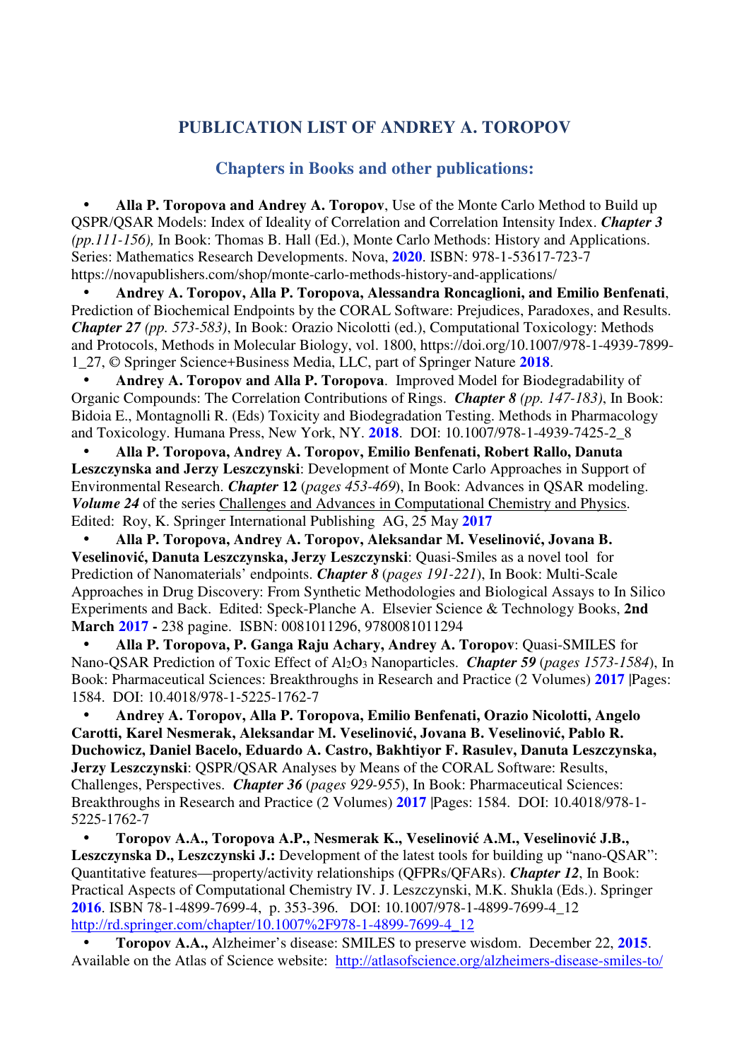# PUBLICATION LIST OF ANDREY A. TOROPOV

## Chapters in Books and other publications:

- **Alla P. Toropova and Andrey A. Toropov**, Use of the Monte Carlo Method to Build up QSPR/QSAR Models: Index of Ideality of Correlation and Correlation Intensity Index. ***Chapter 3*** *(pp.111-156),* In Book: Thomas B. Hall (Ed.), Monte Carlo Methods: History and Applications. Series: Mathematics Research Developments. Nova, **2020**. ISBN: 978-1-53617-723-7 https://novapublishers.com/shop/monte-carlo-methods-history-and-applications/
- **Andrey A. Toropov, Alla P. Toropova, Alessandra Roncaglioni, and Emilio Benfenati**, Prediction of Biochemical Endpoints by the CORAL Software: Prejudices, Paradoxes, and Results. ***Chapter 27*** *(pp. 573-583)*, In Book: Orazio Nicolotti (ed.), Computational Toxicology: Methods and Protocols, Methods in Molecular Biology, vol. 1800, https://doi.org/10.1007/978-1-4939-7899-1_27, © Springer Science+Business Media, LLC, part of Springer Nature **2018**.
- **Andrey A. Toropov and Alla P. Toropova**. Improved Model for Biodegradability of Organic Compounds: The Correlation Contributions of Rings. ***Chapter 8*** *(pp. 147-183)*, In Book: Bidoia E., Montagnolli R. (Eds) Toxicity and Biodegradation Testing. Methods in Pharmacology and Toxicology. Humana Press, New York, NY. **2018**. DOI: 10.1007/978-1-4939-7425-2_8
- **Alla P. Toropova, Andrey A. Toropov, Emilio Benfenati, Robert Rallo, Danuta Leszczynska and Jerzy Leszczynski**: Development of Monte Carlo Approaches in Support of Environmental Research. ***Chapter* 12** (*pages 453-469*), In Book: Advances in QSAR modeling. ***Volume 24*** of the series Challenges and Advances in Computational Chemistry and Physics. Edited: Roy, K. Springer International Publishing AG, 25 May **2017**
- **Alla P. Toropova, Andrey A. Toropov, Aleksandar M. Veselinović, Jovana B. Veselinović, Danuta Leszczynska, Jerzy Leszczynski**: Quasi-Smiles as a novel tool for Prediction of Nanomaterials' endpoints. ***Chapter 8*** (*pages 191-221*), In Book: Multi-Scale Approaches in Drug Discovery: From Synthetic Methodologies and Biological Assays to In Silico Experiments and Back. Edited: Speck-Planche A. Elsevier Science & Technology Books, **2nd March 2017 -** 238 pagine. ISBN: 0081011296, 9780081011294
- **Alla P. Toropova, P. Ganga Raju Achary, Andrey A. Toropov**: Quasi-SMILES for Nano-QSAR Prediction of Toxic Effect of $Al_2O_3$ Nanoparticles. ***Chapter 59*** (*pages 1573-1584*), In Book: Pharmaceutical Sciences: Breakthroughs in Research and Practice (2 Volumes) **2017** |Pages: 1584. DOI: 10.4018/978-1-5225-1762-7
- **Andrey A. Toropov, Alla P. Toropova, Emilio Benfenati, Orazio Nicolotti, Angelo Carotti, Karel Nesmerak, Aleksandar M. Veselinović, Jovana B. Veselinović, Pablo R. Duchowicz, Daniel Bacelo, Eduardo A. Castro, Bakhtiyor F. Rasulev, Danuta Leszczynska, Jerzy Leszczynski**: QSPR/QSAR Analyses by Means of the CORAL Software: Results, Challenges, Perspectives. ***Chapter 36*** (*pages 929-955*), In Book: Pharmaceutical Sciences: Breakthroughs in Research and Practice (2 Volumes) **2017** |Pages: 1584. DOI: 10.4018/978-1-5225-1762-7
- **Toropov A.A., Toropova A.P., Nesmerak K., Veselinović A.M., Veselinović J.B., Leszczynska D., Leszczynski J.:** Development of the latest tools for building up "nano-QSAR": Quantitative features—property/activity relationships (QFPRs/QFARs). ***Chapter 12***, In Book: Practical Aspects of Computational Chemistry IV. J. Leszczynski, M.K. Shukla (Eds.). Springer **2016**. ISBN 78-1-4899-7699-4, p. 353-396. DOI: 10.1007/978-1-4899-7699-4_12 http://rd.springer.com/chapter/10.1007%2F978-1-4899-7699-4_12
- **Toropov A.A.,** Alzheimer's disease: SMILES to preserve wisdom. December 22, **2015**. Available on the Atlas of Science website: http://atlasofscience.org/alzheimers-disease-smiles-to/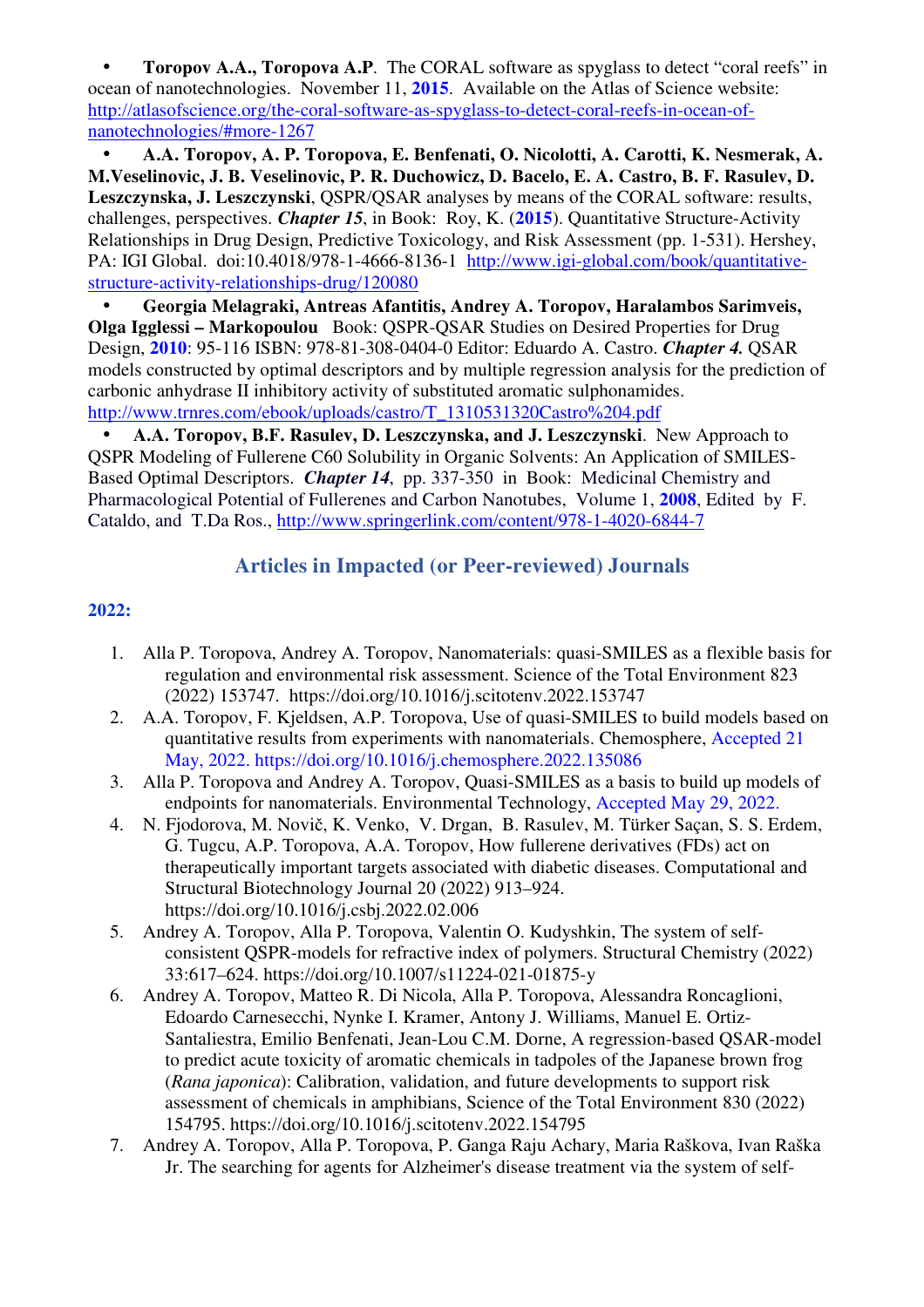- **Toropov A.A., Toropova A.P**. The CORAL software as spyglass to detect "coral reefs" in ocean of nanotechnologies. November 11, **2015**. Available on the Atlas of Science website: http://atlasofscience.org/the-coral-software-as-spyglass-to-detect-coral-reefs-in-ocean-of-nanotechnologies/#more-1267
- **A.A. Toropov, A. P. Toropova, E. Benfenati, O. Nicolotti, A. Carotti, K. Nesmerak, A. M.Veselinovic, J. B. Veselinovic, P. R. Duchowicz, D. Bacelo, E. A. Castro, B. F. Rasulev, D. Leszczynska, J. Leszczynski**, QSPR/QSAR analyses by means of the CORAL software: results, challenges, perspectives. ***Chapter 15***, in Book: Roy, K. (**2015**). Quantitative Structure-Activity Relationships in Drug Design, Predictive Toxicology, and Risk Assessment (pp. 1-531). Hershey, PA: IGI Global. doi:10.4018/978-1-4666-8136-1 http://www.igi-global.com/book/quantitative-structure-activity-relationships-drug/120080
- **Georgia Melagraki, Antreas Afantitis, Andrey A. Toropov, Haralambos Sarimveis, Olga Igglessi – Markopoulou** Book: QSPR-QSAR Studies on Desired Properties for Drug Design, **2010**: 95-116 ISBN: 978-81-308-0404-0 Editor: Eduardo A. Castro. ***Chapter 4.*** QSAR models constructed by optimal descriptors and by multiple regression analysis for the prediction of carbonic anhydrase II inhibitory activity of substituted aromatic sulphonamides. http://www.trnres.com/ebook/uploads/castro/T_1310531320Castro%204.pdf
- **A.A. Toropov, B.F. Rasulev, D. Leszczynska, and J. Leszczynski**. New Approach to QSPR Modeling of Fullerene C60 Solubility in Organic Solvents: An Application of SMILES-Based Optimal Descriptors. ***Chapter 14***, pp. 337-350 in Book: Medicinal Chemistry and Pharmacological Potential of Fullerenes and Carbon Nanotubes, Volume 1, **2008**, Edited by F. Cataldo, and T.Da Ros., http://www.springerlink.com/content/978-1-4020-6844-7

## Articles in Impacted (or Peer-reviewed) Journals

### 2022:

1. Alla P. Toropova, Andrey A. Toropov, Nanomaterials: quasi-SMILES as a flexible basis for regulation and environmental risk assessment. Science of the Total Environment 823 (2022) 153747. https://doi.org/10.1016/j.scitotenv.2022.153747
2. A.A. Toropov, F. Kjeldsen, A.P. Toropova, Use of quasi-SMILES to build models based on quantitative results from experiments with nanomaterials. Chemosphere, Accepted 21 May, 2022. https://doi.org/10.1016/j.chemosphere.2022.135086
3. Alla P. Toropova and Andrey A. Toropov, Quasi-SMILES as a basis to build up models of endpoints for nanomaterials. Environmental Technology, Accepted May 29, 2022.
4. N. Fjodorova, M. Novič, K. Venko, V. Drgan, B. Rasulev, M. Türker Saçan, S. S. Erdem, G. Tugcu, A.P. Toropova, A.A. Toropov, How fullerene derivatives (FDs) act on therapeutically important targets associated with diabetic diseases. Computational and Structural Biotechnology Journal 20 (2022) 913–924. https://doi.org/10.1016/j.csbj.2022.02.006
5. Andrey A. Toropov, Alla P. Toropova, Valentin O. Kudyshkin, The system of self-consistent QSPR-models for refractive index of polymers. Structural Chemistry (2022) 33:617–624. https://doi.org/10.1007/s11224-021-01875-y
6. Andrey A. Toropov, Matteo R. Di Nicola, Alla P. Toropova, Alessandra Roncaglioni, Edoardo Carnesecchi, Nynke I. Kramer, Antony J. Williams, Manuel E. Ortiz-Santaliestra, Emilio Benfenati, Jean-Lou C.M. Dorne, A regression-based QSAR-model to predict acute toxicity of aromatic chemicals in tadpoles of the Japanese brown frog (*Rana japonica*): Calibration, validation, and future developments to support risk assessment of chemicals in amphibians, Science of the Total Environment 830 (2022) 154795. https://doi.org/10.1016/j.scitotenv.2022.154795
7. Andrey A. Toropov, Alla P. Toropova, P. Ganga Raju Achary, Maria Rašková, Ivan Raška Jr. The searching for agents for Alzheimer's disease treatment via the system of self-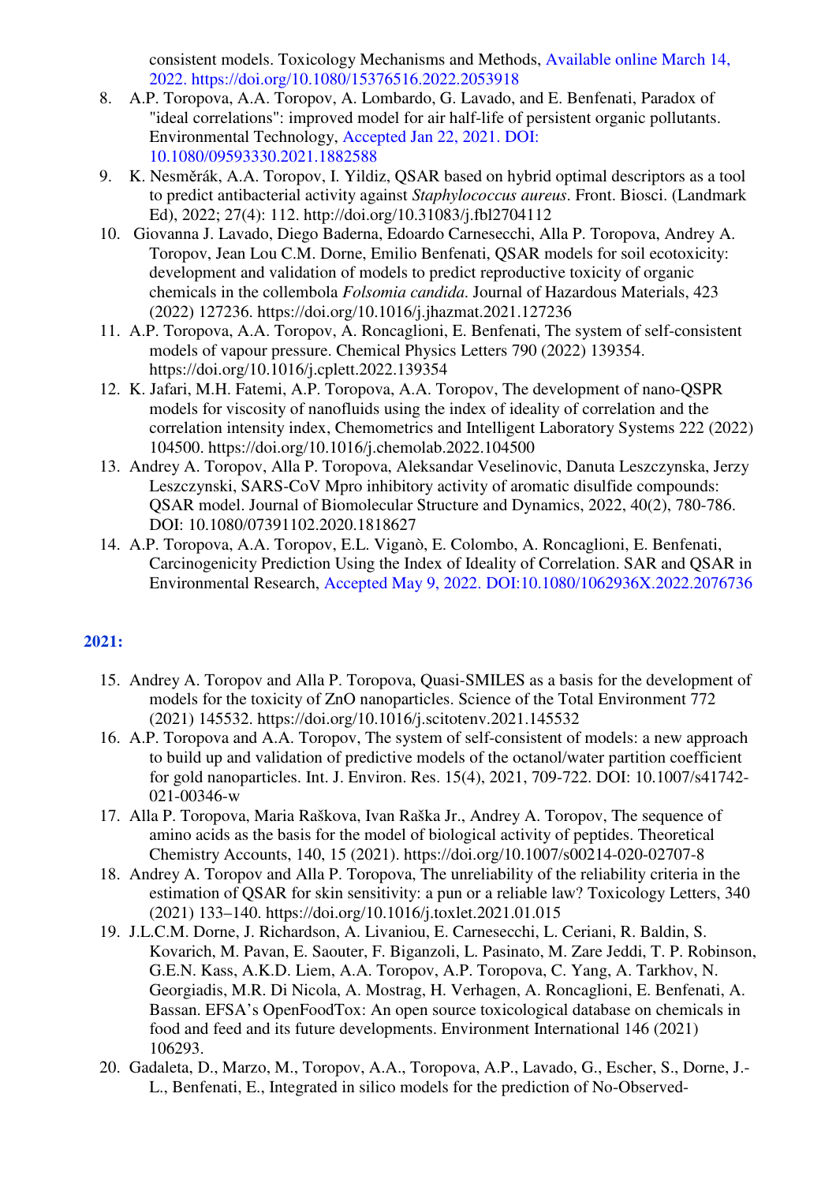consistent models. Toxicology Mechanisms and Methods, Available online March 14, 2022. https://doi.org/10.1080/15376516.2022.2053918

8. A.P. Toropova, A.A. Toropov, A. Lombardo, G. Lavado, and E. Benfenati, Paradox of "ideal correlations": improved model for air half-life of persistent organic pollutants. Environmental Technology, Accepted Jan 22, 2021. DOI: 10.1080/09593330.2021.1882588
9. K. Nesměrák, A.A. Toropov, I. Yildiz, QSAR based on hybrid optimal descriptors as a tool to predict antibacterial activity against *Staphylococcus aureus*. Front. Biosci. (Landmark Ed), 2022; 27(4): 112. http://doi.org/10.31083/j.fbl2704112
10. Giovanna J. Lavado, Diego Baderna, Edoardo Carnesecchi, Alla P. Toropova, Andrey A. Toropov, Jean Lou C.M. Dorne, Emilio Benfenati, QSAR models for soil ecotoxicity: development and validation of models to predict reproductive toxicity of organic chemicals in the collembola *Folsomia candida*. Journal of Hazardous Materials, 423 (2022) 127236. https://doi.org/10.1016/j.jhazmat.2021.127236
11. A.P. Toropova, A.A. Toropov, A. Roncaglioni, E. Benfenati, The system of self-consistent models of vapour pressure. Chemical Physics Letters 790 (2022) 139354. https://doi.org/10.1016/j.cplett.2022.139354
12. K. Jafari, M.H. Fatemi, A.P. Toropova, A.A. Toropov, The development of nano-QSPR models for viscosity of nanofluids using the index of ideality of correlation and the correlation intensity index, Chemometrics and Intelligent Laboratory Systems 222 (2022) 104500. https://doi.org/10.1016/j.chemolab.2022.104500
13. Andrey A. Toropov, Alla P. Toropova, Aleksandar Veselinovic, Danuta Leszczynska, Jerzy Leszczynski, SARS-CoV Mpro inhibitory activity of aromatic disulfide compounds: QSAR model. Journal of Biomolecular Structure and Dynamics, 2022, 40(2), 780-786. DOI: 10.1080/07391102.2020.1818627
14. A.P. Toropova, A.A. Toropov, E.L. Viganò, E. Colombo, A. Roncaglioni, E. Benfenati, Carcinogenicity Prediction Using the Index of Ideality of Correlation. SAR and QSAR in Environmental Research, Accepted May 9, 2022. DOI:10.1080/1062936X.2022.2076736

**2021:**

15. Andrey A. Toropov and Alla P. Toropova, Quasi-SMILES as a basis for the development of models for the toxicity of ZnO nanoparticles. Science of the Total Environment 772 (2021) 145532. https://doi.org/10.1016/j.scitotenv.2021.145532
16. A.P. Toropova and A.A. Toropov, The system of self-consistent of models: a new approach to build up and validation of predictive models of the octanol/water partition coefficient for gold nanoparticles. Int. J. Environ. Res. 15(4), 2021, 709-722. DOI: 10.1007/s41742-021-00346-w
17. Alla P. Toropova, Maria Raškova, Ivan Raška Jr., Andrey A. Toropov, The sequence of amino acids as the basis for the model of biological activity of peptides. Theoretical Chemistry Accounts, 140, 15 (2021). https://doi.org/10.1007/s00214-020-02707-8
18. Andrey A. Toropov and Alla P. Toropova, The unreliability of the reliability criteria in the estimation of QSAR for skin sensitivity: a pun or a reliable law? Toxicology Letters, 340 (2021) 133–140. https://doi.org/10.1016/j.toxlet.2021.01.015
19. J.L.C.M. Dorne, J. Richardson, A. Livaniou, E. Carnesecchi, L. Ceriani, R. Baldin, S. Kovarich, M. Pavan, E. Saouter, F. Biganzoli, L. Pasinato, M. Zare Jeddi, T. P. Robinson, G.E.N. Kass, A.K.D. Liem, A.A. Toropov, A.P. Toropova, C. Yang, A. Tarkhov, N. Georgiadis, M.R. Di Nicola, A. Mostrag, H. Verhagen, A. Roncaglioni, E. Benfenati, A. Bassan. EFSA's OpenFoodTox: An open source toxicological database on chemicals in food and feed and its future developments. Environment International 146 (2021) 106293.
20. Gadaleta, D., Marzo, M., Toropov, A.A., Toropova, A.P., Lavado, G., Escher, S., Dorne, J.-L., Benfenati, E., Integrated in silico models for the prediction of No-Observed-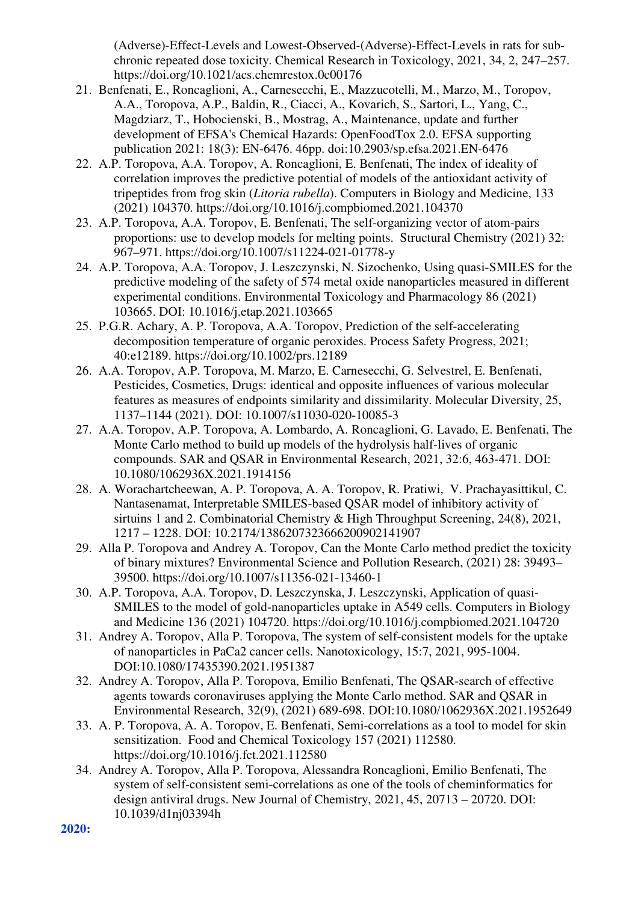(Adverse)-Effect-Levels and Lowest-Observed-(Adverse)-Effect-Levels in rats for sub-chronic repeated dose toxicity. Chemical Research in Toxicology, 2021, 34, 2, 247–257. https://doi.org/10.1021/acs.chemrestox.0c00176

21. Benfenati, E., Roncaglioni, A., Carnesecchi, E., Mazzucotelli, M., Marzo, M., Toropov, A.A., Toropova, A.P., Baldin, R., Ciacci, A., Kovarich, S., Sartori, L., Yang, C., Magdziarz, T., Hobocienski, B., Mostrag, A., Maintenance, update and further development of EFSA's Chemical Hazards: OpenFoodTox 2.0. EFSA supporting publication 2021: 18(3): EN-6476. 46pp. doi:10.2903/sp.efsa.2021.EN-6476
22. A.P. Toropova, A.A. Toropov, A. Roncaglioni, E. Benfenati, The index of ideality of correlation improves the predictive potential of models of the antioxidant activity of tripeptides from frog skin (*Litoria rubella*). Computers in Biology and Medicine, 133 (2021) 104370. https://doi.org/10.1016/j.compbiomed.2021.104370
23. A.P. Toropova, A.A. Toropov, E. Benfenati, The self-organizing vector of atom-pairs proportions: use to develop models for melting points. Structural Chemistry (2021) 32: 967–971. https://doi.org/10.1007/s11224-021-01778-y
24. A.P. Toropova, A.A. Toropov, J. Leszczynski, N. Sizochenko, Using quasi-SMILES for the predictive modeling of the safety of 574 metal oxide nanoparticles measured in different experimental conditions. Environmental Toxicology and Pharmacology 86 (2021) 103665. DOI: 10.1016/j.etap.2021.103665
25. P.G.R. Achary, A. P. Toropova, A.A. Toropov, Prediction of the self-accelerating decomposition temperature of organic peroxides. Process Safety Progress, 2021; 40:e12189. https://doi.org/10.1002/prs.12189
26. A.A. Toropov, A.P. Toropova, M. Marzo, E. Carnesecchi, G. Selvestrel, E. Benfenati, Pesticides, Cosmetics, Drugs: identical and opposite influences of various molecular features as measures of endpoints similarity and dissimilarity. Molecular Diversity, 25, 1137–1144 (2021). DOI: 10.1007/s11030-020-10085-3
27. A.A. Toropov, A.P. Toropova, A. Lombardo, A. Roncaglioni, G. Lavado, E. Benfenati, The Monte Carlo method to build up models of the hydrolysis half-lives of organic compounds. SAR and QSAR in Environmental Research, 2021, 32:6, 463-471. DOI: 10.1080/1062936X.2021.1914156
28. A. Worachartcheewan, A. P. Toropova, A. A. Toropov, R. Pratiwi, V. Prachayasittikul, C. Nantasenamat, Interpretable SMILES-based QSAR model of inhibitory activity of sirtuins 1 and 2. Combinatorial Chemistry & High Throughput Screening, 24(8), 2021, 1217 – 1228. DOI: 10.2174/1386207323666200902141907
29. Alla P. Toropova and Andrey A. Toropov, Can the Monte Carlo method predict the toxicity of binary mixtures? Environmental Science and Pollution Research, (2021) 28: 39493–39500. https://doi.org/10.1007/s11356-021-13460-1
30. A.P. Toropova, A.A. Toropov, D. Leszczynska, J. Leszczynski, Application of quasi-SMILES to the model of gold-nanoparticles uptake in A549 cells. Computers in Biology and Medicine 136 (2021) 104720. https://doi.org/10.1016/j.compbiomed.2021.104720
31. Andrey A. Toropov, Alla P. Toropova, The system of self-consistent models for the uptake of nanoparticles in PaCa2 cancer cells. Nanotoxicology, 15:7, 2021, 995-1004. DOI:10.1080/17435390.2021.1951387
32. Andrey A. Toropov, Alla P. Toropova, Emilio Benfenati, The QSAR-search of effective agents towards coronaviruses applying the Monte Carlo method. SAR and QSAR in Environmental Research, 32(9), (2021) 689-698. DOI:10.1080/1062936X.2021.1952649
33. A. P. Toropova, A. A. Toropov, E. Benfenati, Semi-correlations as a tool to model for skin sensitization. Food and Chemical Toxicology 157 (2021) 112580. https://doi.org/10.1016/j.fct.2021.112580
34. Andrey A. Toropov, Alla P. Toropova, Alessandra Roncaglioni, Emilio Benfenati, The system of self-consistent semi-correlations as one of the tools of cheminformatics for design antiviral drugs. New Journal of Chemistry, 2021, 45, 20713 – 20720. DOI: 10.1039/d1nj03394h

**2020:**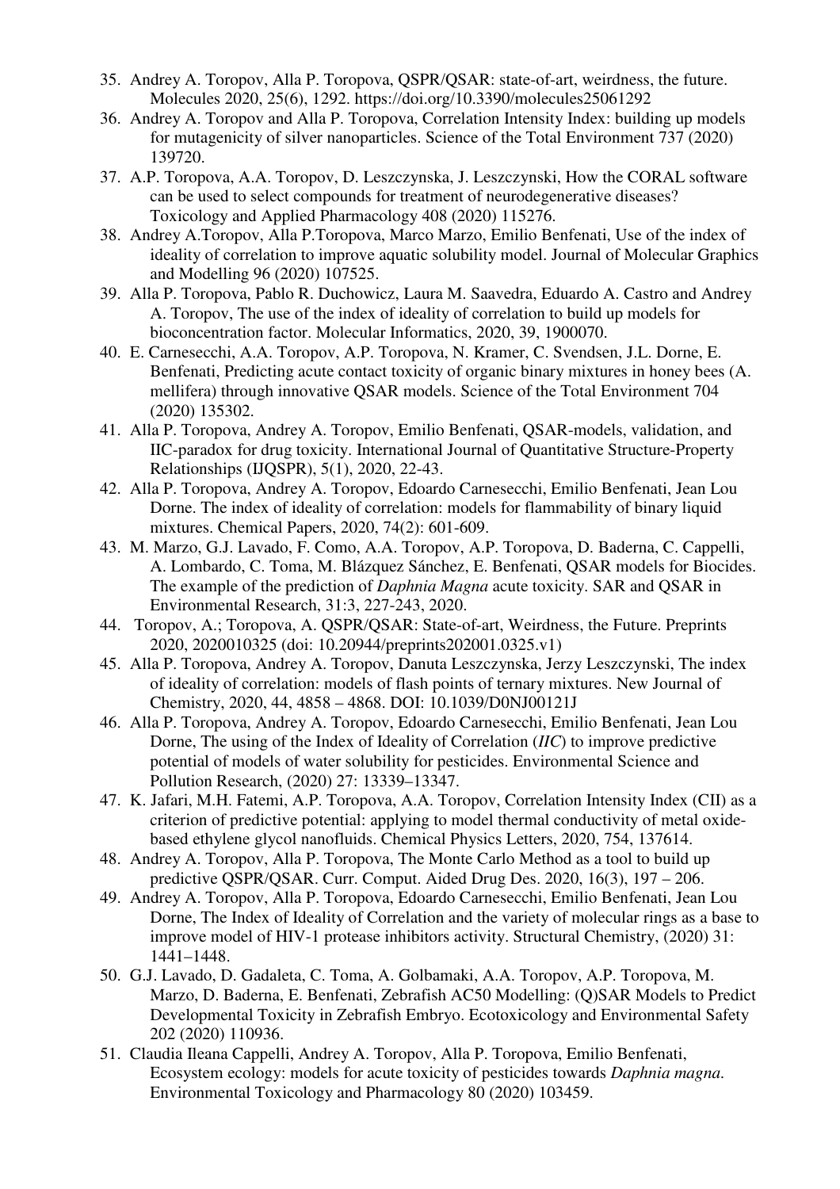35. Andrey A. Toropov, Alla P. Toropova, QSPR/QSAR: state-of-art, weirdness, the future. Molecules 2020, 25(6), 1292. https://doi.org/10.3390/molecules25061292
36. Andrey A. Toropov and Alla P. Toropova, Correlation Intensity Index: building up models for mutagenicity of silver nanoparticles. Science of the Total Environment 737 (2020) 139720.
37. A.P. Toropova, A.A. Toropov, D. Leszczynska, J. Leszczynski, How the CORAL software can be used to select compounds for treatment of neurodegenerative diseases? Toxicology and Applied Pharmacology 408 (2020) 115276.
38. Andrey A.Toropov, Alla P.Toropova, Marco Marzo, Emilio Benfenati, Use of the index of ideality of correlation to improve aquatic solubility model. Journal of Molecular Graphics and Modelling 96 (2020) 107525.
39. Alla P. Toropova, Pablo R. Duchowicz, Laura M. Saavedra, Eduardo A. Castro and Andrey A. Toropov, The use of the index of ideality of correlation to build up models for bioconcentration factor. Molecular Informatics, 2020, 39, 1900070.
40. E. Carnesecchi, A.A. Toropov, A.P. Toropova, N. Kramer, C. Svendsen, J.L. Dorne, E. Benfenati, Predicting acute contact toxicity of organic binary mixtures in honey bees (A. mellifera) through innovative QSAR models. Science of the Total Environment 704 (2020) 135302.
41. Alla P. Toropova, Andrey A. Toropov, Emilio Benfenati, QSAR-models, validation, and IIC-paradox for drug toxicity. International Journal of Quantitative Structure-Property Relationships (IJQSPR), 5(1), 2020, 22-43.
42. Alla P. Toropova, Andrey A. Toropov, Edoardo Carnesecchi, Emilio Benfenati, Jean Lou Dorne. The index of ideality of correlation: models for flammability of binary liquid mixtures. Chemical Papers, 2020, 74(2): 601-609.
43. M. Marzo, G.J. Lavado, F. Como, A.A. Toropov, A.P. Toropova, D. Baderna, C. Cappelli, A. Lombardo, C. Toma, M. Blázquez Sánchez, E. Benfenati, QSAR models for Biocides. The example of the prediction of *Daphnia Magna* acute toxicity. SAR and QSAR in Environmental Research, 31:3, 227-243, 2020.
44. Toropov, A.; Toropova, A. QSPR/QSAR: State-of-art, Weirdness, the Future. Preprints 2020, 2020010325 (doi: 10.20944/preprints202001.0325.v1)
45. Alla P. Toropova, Andrey A. Toropov, Danuta Leszczynska, Jerzy Leszczynski, The index of ideality of correlation: models of flash points of ternary mixtures. New Journal of Chemistry, 2020, 44, 4858 – 4868. DOI: 10.1039/D0NJ00121J
46. Alla P. Toropova, Andrey A. Toropov, Edoardo Carnesecchi, Emilio Benfenati, Jean Lou Dorne, The using of the Index of Ideality of Correlation (*IIC*) to improve predictive potential of models of water solubility for pesticides. Environmental Science and Pollution Research, (2020) 27: 13339–13347.
47. K. Jafari, M.H. Fatemi, A.P. Toropova, A.A. Toropov, Correlation Intensity Index (CII) as a criterion of predictive potential: applying to model thermal conductivity of metal oxide-based ethylene glycol nanofluids. Chemical Physics Letters, 2020, 754, 137614.
48. Andrey A. Toropov, Alla P. Toropova, The Monte Carlo Method as a tool to build up predictive QSPR/QSAR. Curr. Comput. Aided Drug Des. 2020, 16(3), 197 – 206.
49. Andrey A. Toropov, Alla P. Toropova, Edoardo Carnesecchi, Emilio Benfenati, Jean Lou Dorne, The Index of Ideality of Correlation and the variety of molecular rings as a base to improve model of HIV-1 protease inhibitors activity. Structural Chemistry, (2020) 31: 1441–1448.
50. G.J. Lavado, D. Gadaleta, C. Toma, A. Golbamaki, A.A. Toropov, A.P. Toropova, M. Marzo, D. Baderna, E. Benfenati, Zebrafish AC50 Modelling: (Q)SAR Models to Predict Developmental Toxicity in Zebrafish Embryo. Ecotoxicology and Environmental Safety 202 (2020) 110936.
51. Claudia Ileana Cappelli, Andrey A. Toropov, Alla P. Toropova, Emilio Benfenati, Ecosystem ecology: models for acute toxicity of pesticides towards *Daphnia magna*. Environmental Toxicology and Pharmacology 80 (2020) 103459.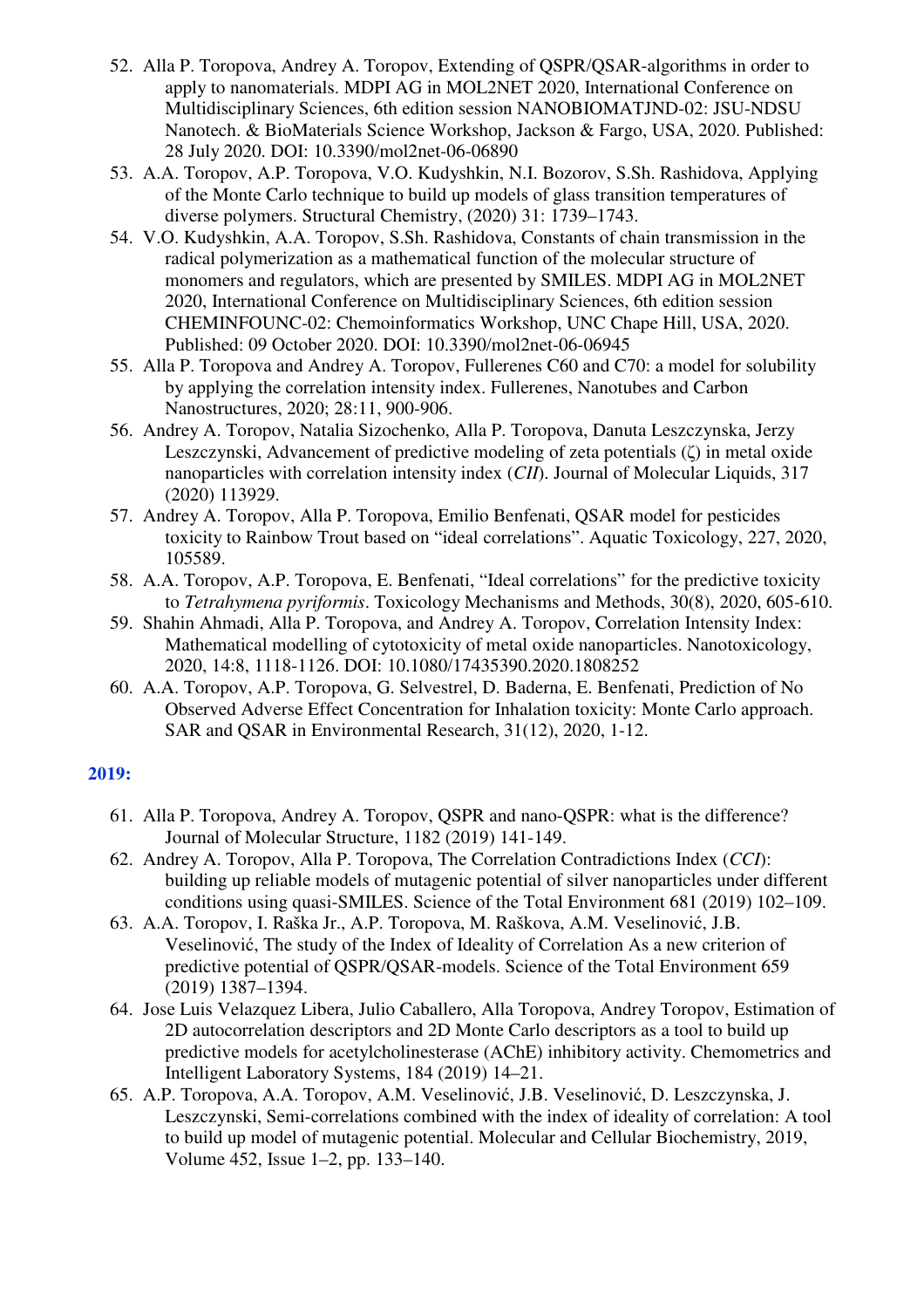52. Alla P. Toropova, Andrey A. Toropov, Extending of QSPR/QSAR-algorithms in order to apply to nanomaterials. MDPI AG in MOL2NET 2020, International Conference on Multidisciplinary Sciences, 6th edition session NANOBIOMATJND-02: JSU-NDSU Nanotech. & BioMaterials Science Workshop, Jackson & Fargo, USA, 2020. Published: 28 July 2020. DOI: 10.3390/mol2net-06-06890
53. A.A. Toropov, A.P. Toropova, V.O. Kudyshkin, N.I. Bozorov, S.Sh. Rashidova, Applying of the Monte Carlo technique to build up models of glass transition temperatures of diverse polymers. Structural Chemistry, (2020) 31: 1739–1743.
54. V.O. Kudyshkin, A.A. Toropov, S.Sh. Rashidova, Constants of chain transmission in the radical polymerization as a mathematical function of the molecular structure of monomers and regulators, which are presented by SMILES. MDPI AG in MOL2NET 2020, International Conference on Multidisciplinary Sciences, 6th edition session CHEMINFOUNC-02: Chemoinformatics Workshop, UNC Chape Hill, USA, 2020. Published: 09 October 2020. DOI: 10.3390/mol2net-06-06945
55. Alla P. Toropova and Andrey A. Toropov, Fullerenes C60 and C70: a model for solubility by applying the correlation intensity index. Fullerenes, Nanotubes and Carbon Nanostructures, 2020; 28:11, 900-906.
56. Andrey A. Toropov, Natalia Sizochenko, Alla P. Toropova, Danuta Leszczynska, Jerzy Leszczynski, Advancement of predictive modeling of zeta potentials ($\zeta$) in metal oxide nanoparticles with correlation intensity index (*CII*). Journal of Molecular Liquids, 317 (2020) 113929.
57. Andrey A. Toropov, Alla P. Toropova, Emilio Benfenati, QSAR model for pesticides toxicity to Rainbow Trout based on "ideal correlations". Aquatic Toxicology, 227, 2020, 105589.
58. A.A. Toropov, A.P. Toropova, E. Benfenati, "Ideal correlations" for the predictive toxicity to *Tetrahymena pyriformis*. Toxicology Mechanisms and Methods, 30(8), 2020, 605-610.
59. Shahin Ahmadi, Alla P. Toropova, and Andrey A. Toropov, Correlation Intensity Index: Mathematical modelling of cytotoxicity of metal oxide nanoparticles. Nanotoxicology, 2020, 14:8, 1118-1126. DOI: 10.1080/17435390.2020.1808252
60. A.A. Toropov, A.P. Toropova, G. Selvestrel, D. Baderna, E. Benfenati, Prediction of No Observed Adverse Effect Concentration for Inhalation toxicity: Monte Carlo approach. SAR and QSAR in Environmental Research, 31(12), 2020, 1-12.

## 2019:

61. Alla P. Toropova, Andrey A. Toropov, QSPR and nano-QSPR: what is the difference? Journal of Molecular Structure, 1182 (2019) 141-149.
62. Andrey A. Toropov, Alla P. Toropova, The Correlation Contradictions Index (*CCI*): building up reliable models of mutagenic potential of silver nanoparticles under different conditions using quasi-SMILES. Science of the Total Environment 681 (2019) 102–109.
63. A.A. Toropov, I. Raška Jr., A.P. Toropova, M. Rašková, A.M. Veselinović, J.B. Veselinović, The study of the Index of Ideality of Correlation As a new criterion of predictive potential of QSPR/QSAR-models. Science of the Total Environment 659 (2019) 1387–1394.
64. Jose Luis Velazquez Libera, Julio Caballero, Alla Toropova, Andrey Toropov, Estimation of 2D autocorrelation descriptors and 2D Monte Carlo descriptors as a tool to build up predictive models for acetylcholinesterase (AChE) inhibitory activity. Chemometrics and Intelligent Laboratory Systems, 184 (2019) 14–21.
65. A.P. Toropova, A.A. Toropov, A.M. Veselinović, J.B. Veselinović, D. Leszczynska, J. Leszczynski, Semi-correlations combined with the index of ideality of correlation: A tool to build up model of mutagenic potential. Molecular and Cellular Biochemistry, 2019, Volume 452, Issue 1–2, pp. 133–140.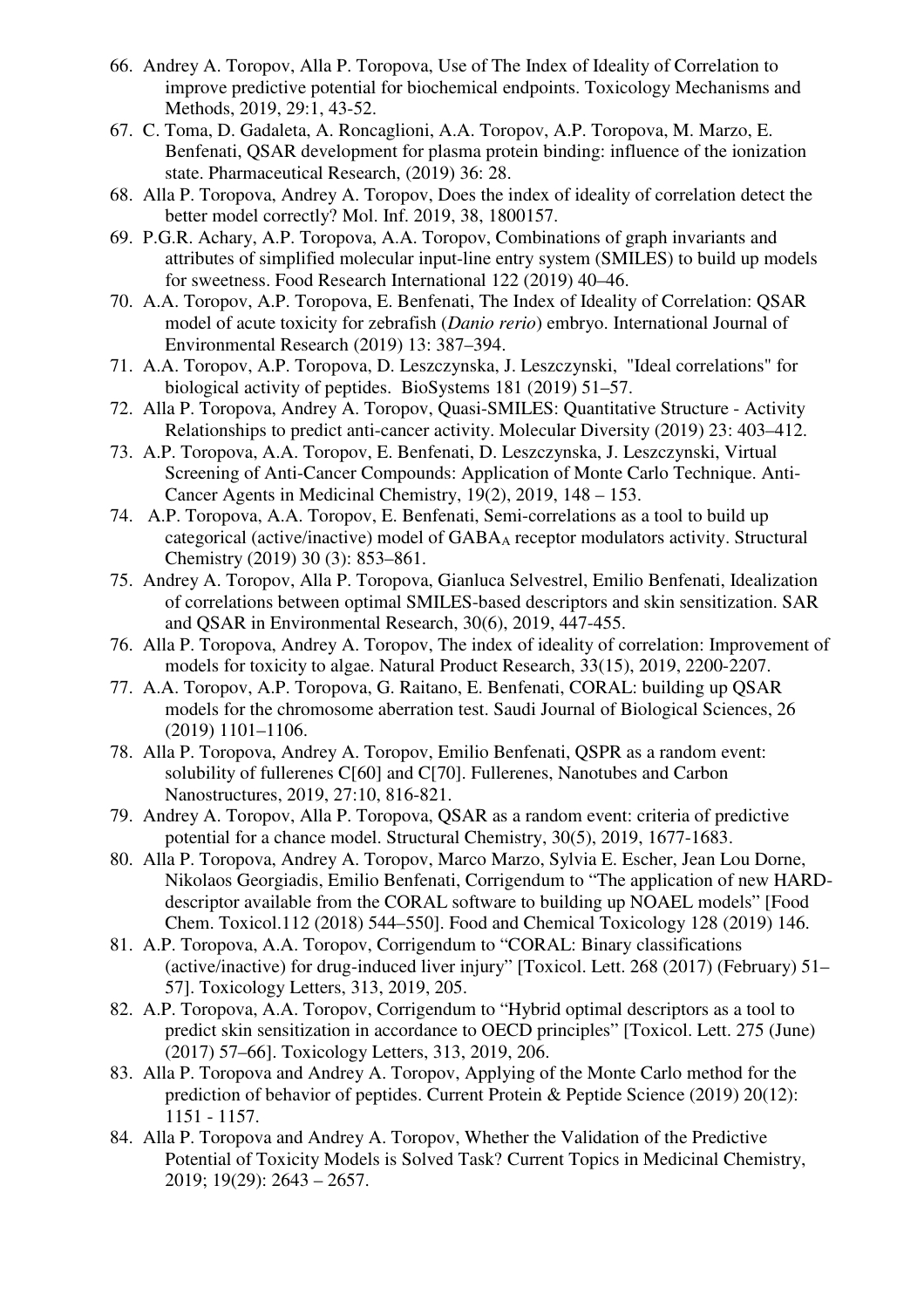66. Andrey A. Toropov, Alla P. Toropova, Use of The Index of Ideality of Correlation to improve predictive potential for biochemical endpoints. Toxicology Mechanisms and Methods, 2019, 29:1, 43-52.
67. C. Toma, D. Gadaleta, A. Roncaglioni, A.A. Toropov, A.P. Toropova, M. Marzo, E. Benfenati, QSAR development for plasma protein binding: influence of the ionization state. Pharmaceutical Research, (2019) 36: 28.
68. Alla P. Toropova, Andrey A. Toropov, Does the index of ideality of correlation detect the better model correctly? Mol. Inf. 2019, 38, 1800157.
69. P.G.R. Achary, A.P. Toropova, A.A. Toropov, Combinations of graph invariants and attributes of simplified molecular input-line entry system (SMILES) to build up models for sweetness. Food Research International 122 (2019) 40–46.
70. A.A. Toropov, A.P. Toropova, E. Benfenati, The Index of Ideality of Correlation: QSAR model of acute toxicity for zebrafish (*Danio rerio*) embryo. International Journal of Environmental Research (2019) 13: 387–394.
71. A.A. Toropov, A.P. Toropova, D. Leszczynska, J. Leszczynski, "Ideal correlations" for biological activity of peptides. BioSystems 181 (2019) 51–57.
72. Alla P. Toropova, Andrey A. Toropov, Quasi-SMILES: Quantitative Structure - Activity Relationships to predict anti-cancer activity. Molecular Diversity (2019) 23: 403–412.
73. A.P. Toropova, A.A. Toropov, E. Benfenati, D. Leszczynska, J. Leszczynski, Virtual Screening of Anti-Cancer Compounds: Application of Monte Carlo Technique. Anti-Cancer Agents in Medicinal Chemistry, 19(2), 2019, 148 – 153.
74. A.P. Toropova, A.A. Toropov, E. Benfenati, Semi-correlations as a tool to build up categorical (active/inactive) model of $GABA_A$ receptor modulators activity. Structural Chemistry (2019) 30 (3): 853–861.
75. Andrey A. Toropov, Alla P. Toropova, Gianluca Selvestrel, Emilio Benfenati, Idealization of correlations between optimal SMILES-based descriptors and skin sensitization. SAR and QSAR in Environmental Research, 30(6), 2019, 447-455.
76. Alla P. Toropova, Andrey A. Toropov, The index of ideality of correlation: Improvement of models for toxicity to algae. Natural Product Research, 33(15), 2019, 2200-2207.
77. A.A. Toropov, A.P. Toropova, G. Raitano, E. Benfenati, CORAL: building up QSAR models for the chromosome aberration test. Saudi Journal of Biological Sciences, 26 (2019) 1101–1106.
78. Alla P. Toropova, Andrey A. Toropov, Emilio Benfenati, QSPR as a random event: solubility of fullerenes C[60] and C[70]. Fullerenes, Nanotubes and Carbon Nanostructures, 2019, 27:10, 816-821.
79. Andrey A. Toropov, Alla P. Toropova, QSAR as a random event: criteria of predictive potential for a chance model. Structural Chemistry, 30(5), 2019, 1677-1683.
80. Alla P. Toropova, Andrey A. Toropov, Marco Marzo, Sylvia E. Escher, Jean Lou Dorne, Nikolaos Georgiadis, Emilio Benfenati, Corrigendum to "The application of new HARD-descriptor available from the CORAL software to building up NOAEL models" [Food Chem. Toxicol.112 (2018) 544–550]. Food and Chemical Toxicology 128 (2019) 146.
81. A.P. Toropova, A.A. Toropov, Corrigendum to "CORAL: Binary classifications (active/inactive) for drug-induced liver injury" [Toxicol. Lett. 268 (2017) (February) 51–57]. Toxicology Letters, 313, 2019, 205.
82. A.P. Toropova, A.A. Toropov, Corrigendum to "Hybrid optimal descriptors as a tool to predict skin sensitization in accordance to OECD principles" [Toxicol. Lett. 275 (June) (2017) 57–66]. Toxicology Letters, 313, 2019, 206.
83. Alla P. Toropova and Andrey A. Toropov, Applying of the Monte Carlo method for the prediction of behavior of peptides. Current Protein & Peptide Science (2019) 20(12): 1151 - 1157.
84. Alla P. Toropova and Andrey A. Toropov, Whether the Validation of the Predictive Potential of Toxicity Models is Solved Task? Current Topics in Medicinal Chemistry, 2019; 19(29): 2643 – 2657.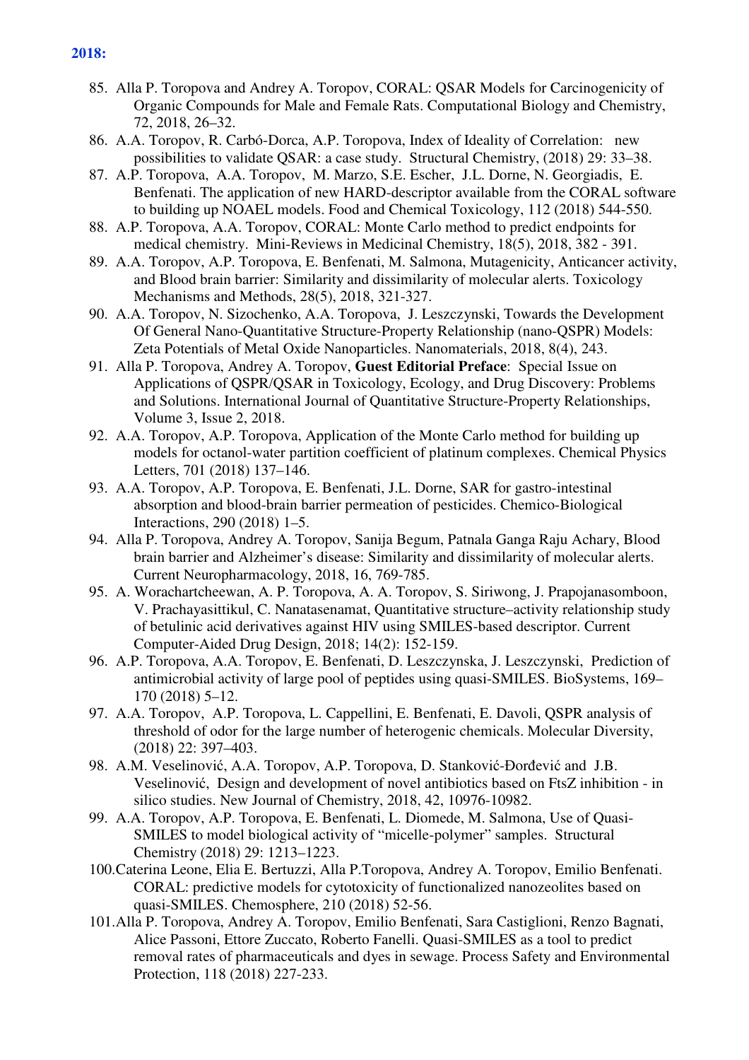**2018:**

85. Alla P. Toropova and Andrey A. Toropov, CORAL: QSAR Models for Carcinogenicity of Organic Compounds for Male and Female Rats. Computational Biology and Chemistry, 72, 2018, 26–32.
86. A.A. Toropov, R. Carbó-Dorca, A.P. Toropova, Index of Ideality of Correlation: new possibilities to validate QSAR: a case study. Structural Chemistry, (2018) 29: 33–38.
87. A.P. Toropova, A.A. Toropov, M. Marzo, S.E. Escher, J.L. Dorne, N. Georgiadis, E. Benfenati. The application of new HARD-descriptor available from the CORAL software to building up NOAEL models. Food and Chemical Toxicology, 112 (2018) 544-550.
88. A.P. Toropova, A.A. Toropov, CORAL: Monte Carlo method to predict endpoints for medical chemistry. Mini-Reviews in Medicinal Chemistry, 18(5), 2018, 382 - 391.
89. A.A. Toropov, A.P. Toropova, E. Benfenati, M. Salmona, Mutagenicity, Anticancer activity, and Blood brain barrier: Similarity and dissimilarity of molecular alerts. Toxicology Mechanisms and Methods, 28(5), 2018, 321-327.
90. A.A. Toropov, N. Sizochenko, A.A. Toropova, J. Leszczynski, Towards the Development Of General Nano-Quantitative Structure-Property Relationship (nano-QSPR) Models: Zeta Potentials of Metal Oxide Nanoparticles. Nanomaterials, 2018, 8(4), 243.
91. Alla P. Toropova, Andrey A. Toropov, **Guest Editorial Preface**: Special Issue on Applications of QSPR/QSAR in Toxicology, Ecology, and Drug Discovery: Problems and Solutions. International Journal of Quantitative Structure-Property Relationships, Volume 3, Issue 2, 2018.
92. A.A. Toropov, A.P. Toropova, Application of the Monte Carlo method for building up models for octanol-water partition coefficient of platinum complexes. Chemical Physics Letters, 701 (2018) 137–146.
93. A.A. Toropov, A.P. Toropova, E. Benfenati, J.L. Dorne, SAR for gastro-intestinal absorption and blood-brain barrier permeation of pesticides. Chemico-Biological Interactions, 290 (2018) 1–5.
94. Alla P. Toropova, Andrey A. Toropov, Sanija Begum, Patnala Ganga Raju Achary, Blood brain barrier and Alzheimer's disease: Similarity and dissimilarity of molecular alerts. Current Neuropharmacology, 2018, 16, 769-785.
95. A. Worachartcheewan, A. P. Toropova, A. A. Toropov, S. Siriwong, J. Prapojanasomboon, V. Prachayasittikul, C. Nanatasenamat, Quantitative structure–activity relationship study of betulinic acid derivatives against HIV using SMILES-based descriptor. Current Computer-Aided Drug Design, 2018; 14(2): 152-159.
96. A.P. Toropova, A.A. Toropov, E. Benfenati, D. Leszczynska, J. Leszczynski, Prediction of antimicrobial activity of large pool of peptides using quasi-SMILES. BioSystems, 169–170 (2018) 5–12.
97. A.A. Toropov, A.P. Toropova, L. Cappellini, E. Benfenati, E. Davoli, QSPR analysis of threshold of odor for the large number of heterogenic chemicals. Molecular Diversity, (2018) 22: 397–403.
98. A.M. Veselinović, A.A. Toropov, A.P. Toropova, D. Stanković-Đorđević and J.B. Veselinović, Design and development of novel antibiotics based on FtsZ inhibition - in silico studies. New Journal of Chemistry, 2018, 42, 10976-10982.
99. A.A. Toropov, A.P. Toropova, E. Benfenati, L. Diomede, M. Salmona, Use of Quasi-SMILES to model biological activity of "micelle-polymer" samples. Structural Chemistry (2018) 29: 1213–1223.
100. Caterina Leone, Elia E. Bertuzzi, Alla P.Toropova, Andrey A. Toropov, Emilio Benfenati. CORAL: predictive models for cytotoxicity of functionalized nanozeolites based on quasi-SMILES. Chemosphere, 210 (2018) 52-56.
101. Alla P. Toropova, Andrey A. Toropov, Emilio Benfenati, Sara Castiglioni, Renzo Bagnati, Alice Passoni, Ettore Zuccato, Roberto Fanelli. Quasi-SMILES as a tool to predict removal rates of pharmaceuticals and dyes in sewage. Process Safety and Environmental Protection, 118 (2018) 227-233.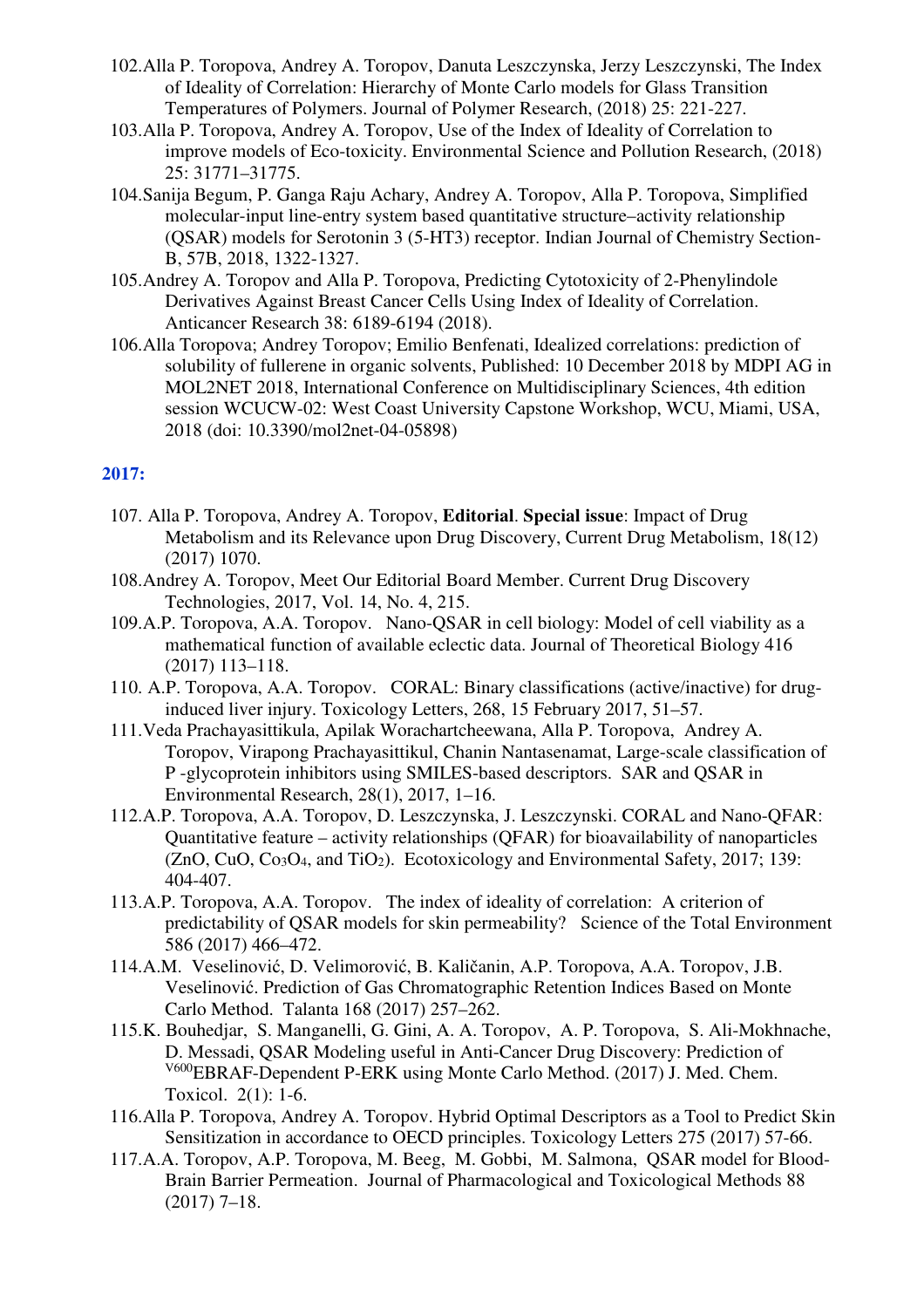102. Alla P. Toropova, Andrey A. Toropov, Danuta Leszczynska, Jerzy Leszczynski, The Index of Ideality of Correlation: Hierarchy of Monte Carlo models for Glass Transition Temperatures of Polymers. Journal of Polymer Research, (2018) 25: 221-227.
103. Alla P. Toropova, Andrey A. Toropov, Use of the Index of Ideality of Correlation to improve models of Eco-toxicity. Environmental Science and Pollution Research, (2018) 25: 31771–31775.
104. Sanija Begum, P. Ganga Raju Achary, Andrey A. Toropov, Alla P. Toropova, Simplified molecular-input line-entry system based quantitative structure–activity relationship (QSAR) models for Serotonin 3 (5-HT3) receptor. Indian Journal of Chemistry Section-B, 57B, 2018, 1322-1327.
105. Andrey A. Toropov and Alla P. Toropova, Predicting Cytotoxicity of 2-Phenylindole Derivatives Against Breast Cancer Cells Using Index of Ideality of Correlation. Anticancer Research 38: 6189-6194 (2018).
106. Alla Toropova; Andrey Toropov; Emilio Benfenati, Idealized correlations: prediction of solubility of fullerene in organic solvents, Published: 10 December 2018 by MDPI AG in MOL2NET 2018, International Conference on Multidisciplinary Sciences, 4th edition session WCUCW-02: West Coast University Capstone Workshop, WCU, Miami, USA, 2018 (doi: 10.3390/mol2net-04-05898)

## 2017:

107. Alla P. Toropova, Andrey A. Toropov, **Editorial**. **Special issue**: Impact of Drug Metabolism and its Relevance upon Drug Discovery, Current Drug Metabolism, 18(12) (2017) 1070.
108. Andrey A. Toropov, Meet Our Editorial Board Member. Current Drug Discovery Technologies, 2017, Vol. 14, No. 4, 215.
109. A.P. Toropova, A.A. Toropov. Nano-QSAR in cell biology: Model of cell viability as a mathematical function of available eclectic data. Journal of Theoretical Biology 416 (2017) 113–118.
110. A.P. Toropova, A.A. Toropov. CORAL: Binary classifications (active/inactive) for drug-induced liver injury. Toxicology Letters, 268, 15 February 2017, 51–57.
111. Veda Prachayasittikula, Apilak Worachartcheewana, Alla P. Toropova, Andrey A. Toropov, Virapong Prachayasittikul, Chanin Nantasenamat, Large-scale classification of P -glycoprotein inhibitors using SMILES-based descriptors. SAR and QSAR in Environmental Research, 28(1), 2017, 1–16.
112. A.P. Toropova, A.A. Toropov, D. Leszczynska, J. Leszczynski. CORAL and Nano-QFAR: Quantitative feature – activity relationships (QFAR) for bioavailability of nanoparticles (ZnO, CuO, $Co_3O_4$, and $TiO_2$). Ecotoxicology and Environmental Safety, 2017; 139: 404-407.
113. A.P. Toropova, A.A. Toropov. The index of ideality of correlation: A criterion of predictability of QSAR models for skin permeability? Science of the Total Environment 586 (2017) 466–472.
114. A.M. Veselinović, D. Velimorović, B. Kaličanin, A.P. Toropova, A.A. Toropov, J.B. Veselinović. Prediction of Gas Chromatographic Retention Indices Based on Monte Carlo Method. Talanta 168 (2017) 257–262.
115. K. Bouhedjar, S. Manganelli, G. Gini, A. A. Toropov, A. P. Toropova, S. Ali-Mokhnache, D. Messadi, QSAR Modeling useful in Anti-Cancer Drug Discovery: Prediction of $^{V600}$EBRAF-Dependent P-ERK using Monte Carlo Method. (2017) J. Med. Chem. Toxicol. 2(1): 1-6.
116. Alla P. Toropova, Andrey A. Toropov. Hybrid Optimal Descriptors as a Tool to Predict Skin Sensitization in accordance to OECD principles. Toxicology Letters 275 (2017) 57-66.
117. A.A. Toropov, A.P. Toropova, M. Beeg, M. Gobbi, M. Salmona, QSAR model for Blood-Brain Barrier Permeation. Journal of Pharmacological and Toxicological Methods 88 (2017) 7–18.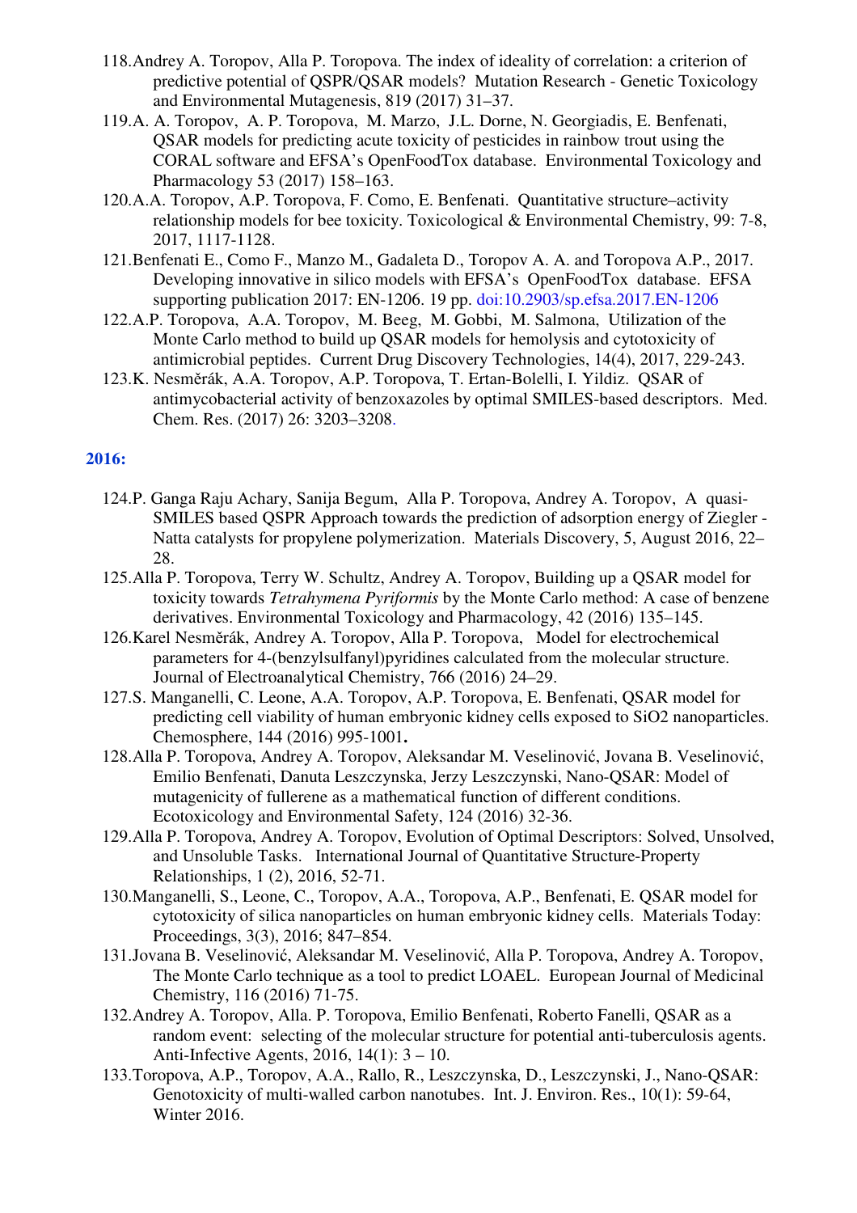118. Andrey A. Toropov, Alla P. Toropova. The index of ideality of correlation: a criterion of predictive potential of QSPR/QSAR models? Mutation Research - Genetic Toxicology and Environmental Mutagenesis, 819 (2017) 31–37.
119. A. A. Toropov, A. P. Toropova, M. Marzo, J.L. Dorne, N. Georgiadis, E. Benfenati, QSAR models for predicting acute toxicity of pesticides in rainbow trout using the CORAL software and EFSA's OpenFoodTox database. Environmental Toxicology and Pharmacology 53 (2017) 158–163.
120. A.A. Toropov, A.P. Toropova, F. Como, E. Benfenati. Quantitative structure–activity relationship models for bee toxicity. Toxicological & Environmental Chemistry, 99: 7-8, 2017, 1117-1128.
121. Benfenati E., Como F., Manzo M., Gadaleta D., Toropov A. A. and Toropova A.P., 2017. Developing innovative in silico models with EFSA's OpenFoodTox database. EFSA supporting publication 2017: EN-1206. 19 pp. doi:10.2903/sp.efsa.2017.EN-1206
122. A.P. Toropova, A.A. Toropov, M. Beeg, M. Gobbi, M. Salmona, Utilization of the Monte Carlo method to build up QSAR models for hemolysis and cytotoxicity of antimicrobial peptides. Current Drug Discovery Technologies, 14(4), 2017, 229-243.
123. K. Nesměrák, A.A. Toropov, A.P. Toropova, T. Ertan-Bolelli, I. Yildiz. QSAR of antimycobacterial activity of benzoxazoles by optimal SMILES-based descriptors. Med. Chem. Res. (2017) 26: 3203–3208.

## 2016:

124. P. Ganga Raju Achary, Sanija Begum, Alla P. Toropova, Andrey A. Toropov, A quasi-SMILES based QSPR Approach towards the prediction of adsorption energy of Ziegler - Natta catalysts for propylene polymerization. Materials Discovery, 5, August 2016, 22–28.
125. Alla P. Toropova, Terry W. Schultz, Andrey A. Toropov, Building up a QSAR model for toxicity towards *Tetrahymena Pyriformis* by the Monte Carlo method: A case of benzene derivatives. Environmental Toxicology and Pharmacology, 42 (2016) 135–145.
126. Karel Nesměrák, Andrey A. Toropov, Alla P. Toropova, Model for electrochemical parameters for 4-(benzylsulfanyl)pyridines calculated from the molecular structure. Journal of Electroanalytical Chemistry, 766 (2016) 24–29.
127. S. Manganelli, C. Leone, A.A. Toropov, A.P. Toropova, E. Benfenati, QSAR model for predicting cell viability of human embryonic kidney cells exposed to SiO2 nanoparticles. Chemosphere, 144 (2016) 995-1001**.**
128. Alla P. Toropova, Andrey A. Toropov, Aleksandar M. Veselinović, Jovana B. Veselinović, Emilio Benfenati, Danuta Leszczynska, Jerzy Leszczynski, Nano-QSAR: Model of mutagenicity of fullerene as a mathematical function of different conditions. Ecotoxicology and Environmental Safety, 124 (2016) 32-36.
129. Alla P. Toropova, Andrey A. Toropov, Evolution of Optimal Descriptors: Solved, Unsolved, and Unsoluble Tasks. International Journal of Quantitative Structure-Property Relationships, 1 (2), 2016, 52-71.
130. Manganelli, S., Leone, C., Toropov, A.A., Toropova, A.P., Benfenati, E. QSAR model for cytotoxicity of silica nanoparticles on human embryonic kidney cells. Materials Today: Proceedings, 3(3), 2016; 847–854.
131. Jovana B. Veselinović, Aleksandar M. Veselinović, Alla P. Toropova, Andrey A. Toropov, The Monte Carlo technique as a tool to predict LOAEL. European Journal of Medicinal Chemistry, 116 (2016) 71-75.
132. Andrey A. Toropov, Alla. P. Toropova, Emilio Benfenati, Roberto Fanelli, QSAR as a random event: selecting of the molecular structure for potential anti-tuberculosis agents. Anti-Infective Agents, 2016, 14(1): 3 – 10.
133. Toropova, A.P., Toropov, A.A., Rallo, R., Leszczynska, D., Leszczynski, J., Nano-QSAR: Genotoxicity of multi-walled carbon nanotubes. Int. J. Environ. Res., 10(1): 59-64, Winter 2016.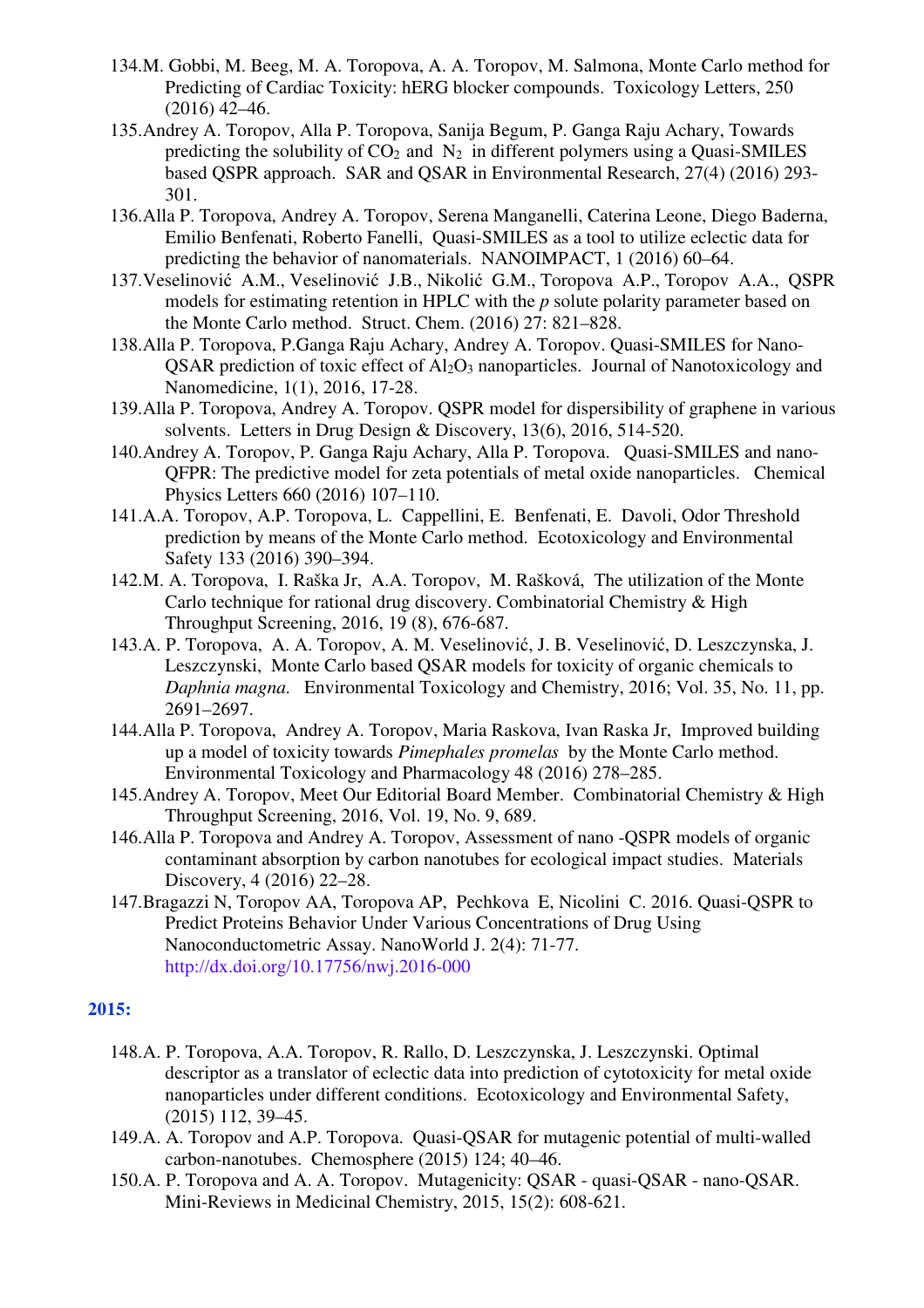134. M. Gobbi, M. Beeg, M. A. Toropova, A. A. Toropov, M. Salmona, Monte Carlo method for Predicting of Cardiac Toxicity: hERG blocker compounds. Toxicology Letters, 250 (2016) 42–46.
135. Andrey A. Toropov, Alla P. Toropova, Sanija Begum, P. Ganga Raju Achary, Towards predicting the solubility of $CO_2$ and $N_2$ in different polymers using a Quasi-SMILES based QSPR approach. SAR and QSAR in Environmental Research, 27(4) (2016) 293-301.
136. Alla P. Toropova, Andrey A. Toropov, Serena Manganelli, Caterina Leone, Diego Baderna, Emilio Benfenati, Roberto Fanelli, Quasi-SMILES as a tool to utilize eclectic data for predicting the behavior of nanomaterials. NANOIMPACT, 1 (2016) 60–64.
137. Veselinović A.M., Veselinović J.B., Nikolić G.M., Toropova A.P., Toropov A.A., QSPR models for estimating retention in HPLC with the *p* solute polarity parameter based on the Monte Carlo method. Struct. Chem. (2016) 27: 821–828.
138. Alla P. Toropova, P.Ganga Raju Achary, Andrey A. Toropov. Quasi-SMILES for Nano-QSAR prediction of toxic effect of $Al_2O_3$ nanoparticles. Journal of Nanotoxicology and Nanomedicine, 1(1), 2016, 17-28.
139. Alla P. Toropova, Andrey A. Toropov. QSPR model for dispersibility of graphene in various solvents. Letters in Drug Design & Discovery, 13(6), 2016, 514-520.
140. Andrey A. Toropov, P. Ganga Raju Achary, Alla P. Toropova. Quasi-SMILES and nano-QFPR: The predictive model for zeta potentials of metal oxide nanoparticles. Chemical Physics Letters 660 (2016) 107–110.
141. A.A. Toropov, A.P. Toropova, L. Cappellini, E. Benfenati, E. Davoli, Odor Threshold prediction by means of the Monte Carlo method. Ecotoxicology and Environmental Safety 133 (2016) 390–394.
142. M. A. Toropova, I. Raška Jr, A.A. Toropov, M. Rašková, The utilization of the Monte Carlo technique for rational drug discovery. Combinatorial Chemistry & High Throughput Screening, 2016, 19 (8), 676-687.
143. A. P. Toropova, A. A. Toropov, A. M. Veselinović, J. B. Veselinović, D. Leszczynska, J. Leszczynski, Monte Carlo based QSAR models for toxicity of organic chemicals to *Daphnia magna*. Environmental Toxicology and Chemistry, 2016; Vol. 35, No. 11, pp. 2691–2697.
144. Alla P. Toropova, Andrey A. Toropov, Maria Raskova, Ivan Raska Jr, Improved building up a model of toxicity towards *Pimephales promelas* by the Monte Carlo method. Environmental Toxicology and Pharmacology 48 (2016) 278–285.
145. Andrey A. Toropov, Meet Our Editorial Board Member. Combinatorial Chemistry & High Throughput Screening, 2016, Vol. 19, No. 9, 689.
146. Alla P. Toropova and Andrey A. Toropov, Assessment of nano -QSPR models of organic contaminant absorption by carbon nanotubes for ecological impact studies. Materials Discovery, 4 (2016) 22–28.
147. Bragazzi N, Toropov AA, Toropova AP, Pechkova E, Nicolini C. 2016. Quasi-QSPR to Predict Proteins Behavior Under Various Concentrations of Drug Using Nanoconductometric Assay. NanoWorld J. 2(4): 71-77. http://dx.doi.org/10.17756/nwj.2016-000

## 2015:

148. A. P. Toropova, A.A. Toropov, R. Rallo, D. Leszczynska, J. Leszczynski. Optimal descriptor as a translator of eclectic data into prediction of cytotoxicity for metal oxide nanoparticles under different conditions. Ecotoxicology and Environmental Safety, (2015) 112, 39–45.
149. A. A. Toropov and A.P. Toropova. Quasi-QSAR for mutagenic potential of multi-walled carbon-nanotubes. Chemosphere (2015) 124; 40–46.
150. A. P. Toropova and A. A. Toropov. Mutagenicity: QSAR - quasi-QSAR - nano-QSAR. Mini-Reviews in Medicinal Chemistry, 2015, 15(2): 608-621.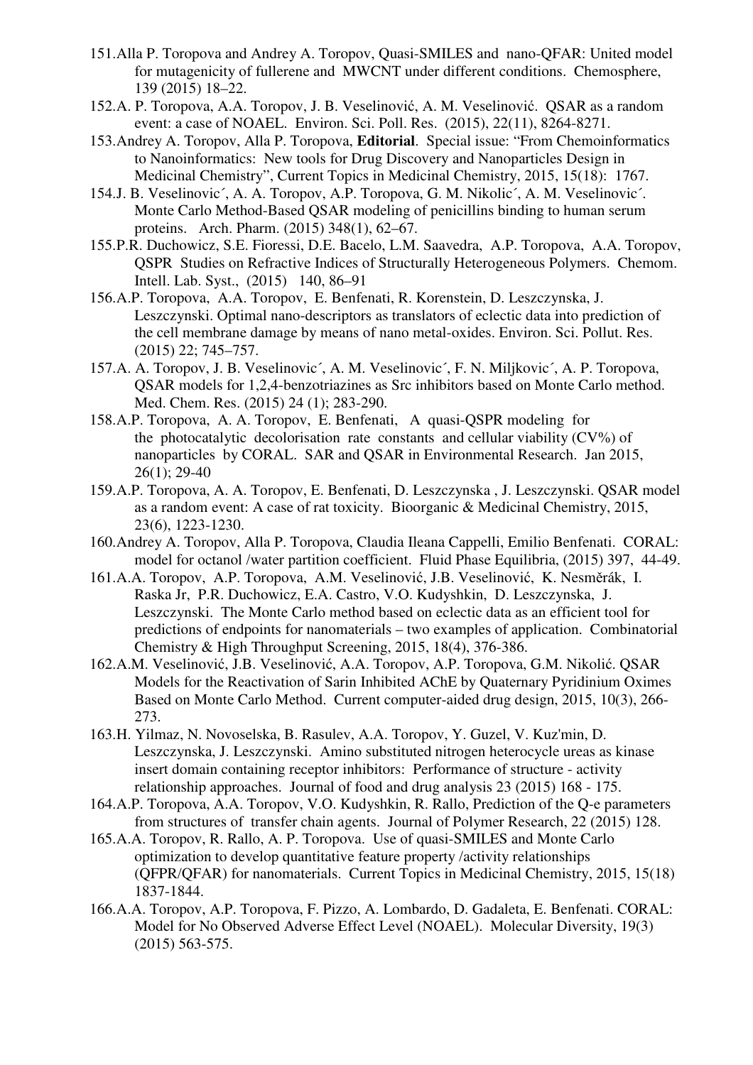151. Alla P. Toropova and Andrey A. Toropov, Quasi-SMILES and nano-QFAR: United model for mutagenicity of fullerene and MWCNT under different conditions. Chemosphere, 139 (2015) 18–22.

152. A. P. Toropova, A.A. Toropov, J. B. Veselinović, A. M. Veselinović. QSAR as a random event: a case of NOAEL. Environ. Sci. Poll. Res. (2015), 22(11), 8264-8271.

153. Andrey A. Toropov, Alla P. Toropova, **Editorial**. Special issue: "From Chemoinformatics to Nanoinformatics: New tools for Drug Discovery and Nanoparticles Design in Medicinal Chemistry", Current Topics in Medicinal Chemistry, 2015, 15(18): 1767.

154. J. B. Veselinovic´, A. A. Toropov, A.P. Toropova, G. M. Nikolic´, A. M. Veselinovic´. Monte Carlo Method-Based QSAR modeling of penicillins binding to human serum proteins. Arch. Pharm. (2015) 348(1), 62–67.

155. P.R. Duchowicz, S.E. Fioressi, D.E. Bacelo, L.M. Saavedra, A.P. Toropova, A.A. Toropov, QSPR Studies on Refractive Indices of Structurally Heterogeneous Polymers. Chemom. Intell. Lab. Syst., (2015) 140, 86–91

156. A.P. Toropova, A.A. Toropov, E. Benfenati, R. Korenstein, D. Leszczynska, J. Leszczynski. Optimal nano-descriptors as translators of eclectic data into prediction of the cell membrane damage by means of nano metal-oxides. Environ. Sci. Pollut. Res. (2015) 22; 745–757.

157. A. A. Toropov, J. B. Veselinovic´, A. M. Veselinovic´, F. N. Miljkovic´, A. P. Toropova, QSAR models for 1,2,4-benzotriazines as Src inhibitors based on Monte Carlo method. Med. Chem. Res. (2015) 24 (1); 283-290.

158. A.P. Toropova, A. A. Toropov, E. Benfenati, A quasi-QSPR modeling for the photocatalytic decolorisation rate constants and cellular viability (CV%) of nanoparticles by CORAL. SAR and QSAR in Environmental Research. Jan 2015, 26(1); 29-40

159. A.P. Toropova, A. A. Toropov, E. Benfenati, D. Leszczynska , J. Leszczynski. QSAR model as a random event: A case of rat toxicity. Bioorganic & Medicinal Chemistry, 2015, 23(6), 1223-1230.

160. Andrey A. Toropov, Alla P. Toropova, Claudia Ileana Cappelli, Emilio Benfenati. CORAL: model for octanol /water partition coefficient. Fluid Phase Equilibria, (2015) 397, 44-49.

161. A.A. Toropov, A.P. Toropova, A.M. Veselinović, J.B. Veselinović, K. Nesměrák, I. Raska Jr, P.R. Duchowicz, E.A. Castro, V.O. Kudyshkin, D. Leszczynska, J. Leszczynski. The Monte Carlo method based on eclectic data as an efficient tool for predictions of endpoints for nanomaterials – two examples of application. Combinatorial Chemistry & High Throughput Screening, 2015, 18(4), 376-386.

162. A.M. Veselinović, J.B. Veselinović, A.A. Toropov, A.P. Toropova, G.M. Nikolić. QSAR Models for the Reactivation of Sarin Inhibited AChE by Quaternary Pyridinium Oximes Based on Monte Carlo Method. Current computer-aided drug design, 2015, 10(3), 266-273.

163. H. Yilmaz, N. Novoselska, B. Rasulev, A.A. Toropov, Y. Guzel, V. Kuz'min, D. Leszczynska, J. Leszczynski. Amino substituted nitrogen heterocycle ureas as kinase insert domain containing receptor inhibitors: Performance of structure - activity relationship approaches. Journal of food and drug analysis 23 (2015) 168 - 175.

164. A.P. Toropova, A.A. Toropov, V.O. Kudyshkin, R. Rallo, Prediction of the Q-e parameters from structures of transfer chain agents. Journal of Polymer Research, 22 (2015) 128.

165. A.A. Toropov, R. Rallo, A. P. Toropova. Use of quasi-SMILES and Monte Carlo optimization to develop quantitative feature property /activity relationships (QFPR/QFAR) for nanomaterials. Current Topics in Medicinal Chemistry, 2015, 15(18) 1837-1844.

166. A.A. Toropov, A.P. Toropova, F. Pizzo, A. Lombardo, D. Gadaleta, E. Benfenati. CORAL: Model for No Observed Adverse Effect Level (NOAEL). Molecular Diversity, 19(3) (2015) 563-575.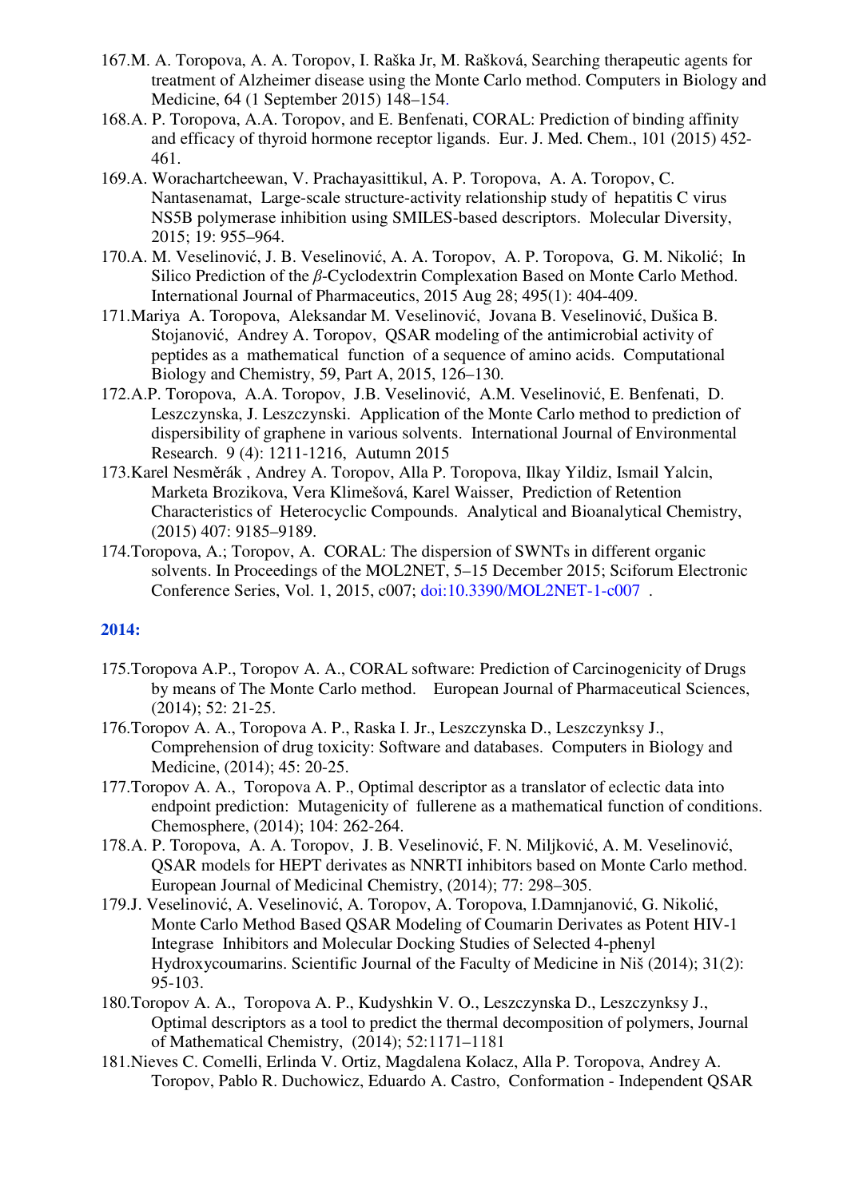167.M. A. Toropova, A. A. Toropov, I. Raška Jr, M. Rašková, Searching therapeutic agents for treatment of Alzheimer disease using the Monte Carlo method. Computers in Biology and Medicine, 64 (1 September 2015) 148–154.

168.A. P. Toropova, A.A. Toropov, and E. Benfenati, CORAL: Prediction of binding affinity and efficacy of thyroid hormone receptor ligands. Eur. J. Med. Chem., 101 (2015) 452-461.

169.A. Worachartcheewan, V. Prachayasittikul, A. P. Toropova, A. A. Toropov, C. Nantasenamat, Large-scale structure-activity relationship study of hepatitis C virus NS5B polymerase inhibition using SMILES-based descriptors. Molecular Diversity, 2015; 19: 955–964.

170.A. M. Veselinović, J. B. Veselinović, A. A. Toropov, A. P. Toropova, G. M. Nikolić; In Silico Prediction of the *β*-Cyclodextrin Complexation Based on Monte Carlo Method. International Journal of Pharmaceutics, 2015 Aug 28; 495(1): 404-409.

171.Mariya A. Toropova, Aleksandar M. Veselinović, Jovana B. Veselinović, Dušica B. Stojanović, Andrey A. Toropov, QSAR modeling of the antimicrobial activity of peptides as a mathematical function of a sequence of amino acids. Computational Biology and Chemistry, 59, Part A, 2015, 126–130.

172.A.P. Toropova, A.A. Toropov, J.B. Veselinović, A.M. Veselinović, E. Benfenati, D. Leszczynska, J. Leszczynski. Application of the Monte Carlo method to prediction of dispersibility of graphene in various solvents. International Journal of Environmental Research. 9 (4): 1211-1216, Autumn 2015

173.Karel Nesměrák , Andrey A. Toropov, Alla P. Toropova, Ilkay Yildiz, Ismail Yalcin, Marketa Brozikova, Vera Klimešová, Karel Waisser, Prediction of Retention Characteristics of Heterocyclic Compounds. Analytical and Bioanalytical Chemistry, (2015) 407: 9185–9189.

174.Toropova, A.; Toropov, A. CORAL: The dispersion of SWNTs in different organic solvents. In Proceedings of the MOL2NET, 5–15 December 2015; Sciforum Electronic Conference Series, Vol. 1, 2015, c007; doi:10.3390/MOL2NET-1-c007 .

## 2014:

175.Toropova A.P., Toropov A. A., CORAL software: Prediction of Carcinogenicity of Drugs by means of The Monte Carlo method. European Journal of Pharmaceutical Sciences, (2014); 52: 21-25.

176.Toropov A. A., Toropova A. P., Raska I. Jr., Leszczynska D., Leszczynksy J., Comprehension of drug toxicity: Software and databases. Computers in Biology and Medicine, (2014); 45: 20-25.

177.Toropov A. A., Toropova A. P., Optimal descriptor as a translator of eclectic data into endpoint prediction: Mutagenicity of fullerene as a mathematical function of conditions. Chemosphere, (2014); 104: 262-264.

178.A. P. Toropova, A. A. Toropov, J. B. Veselinović, F. N. Miljković, A. M. Veselinović, QSAR models for HEPT derivates as NNRTI inhibitors based on Monte Carlo method. European Journal of Medicinal Chemistry, (2014); 77: 298–305.

179.J. Veselinović, A. Veselinović, A. Toropov, A. Toropova, I.Damnjanović, G. Nikolić, Monte Carlo Method Based QSAR Modeling of Coumarin Derivates as Potent HIV-1 Integrase Inhibitors and Molecular Docking Studies of Selected 4-phenyl Hydroxycoumarins. Scientific Journal of the Faculty of Medicine in Niš (2014); 31(2): 95-103.

180.Toropov A. A., Toropova A. P., Kudyshkin V. O., Leszczynska D., Leszczynksy J., Optimal descriptors as a tool to predict the thermal decomposition of polymers, Journal of Mathematical Chemistry, (2014); 52:1171–1181

181.Nieves C. Comelli, Erlinda V. Ortiz, Magdalena Kolacz, Alla P. Toropova, Andrey A. Toropov, Pablo R. Duchowicz, Eduardo A. Castro, Conformation - Independent QSAR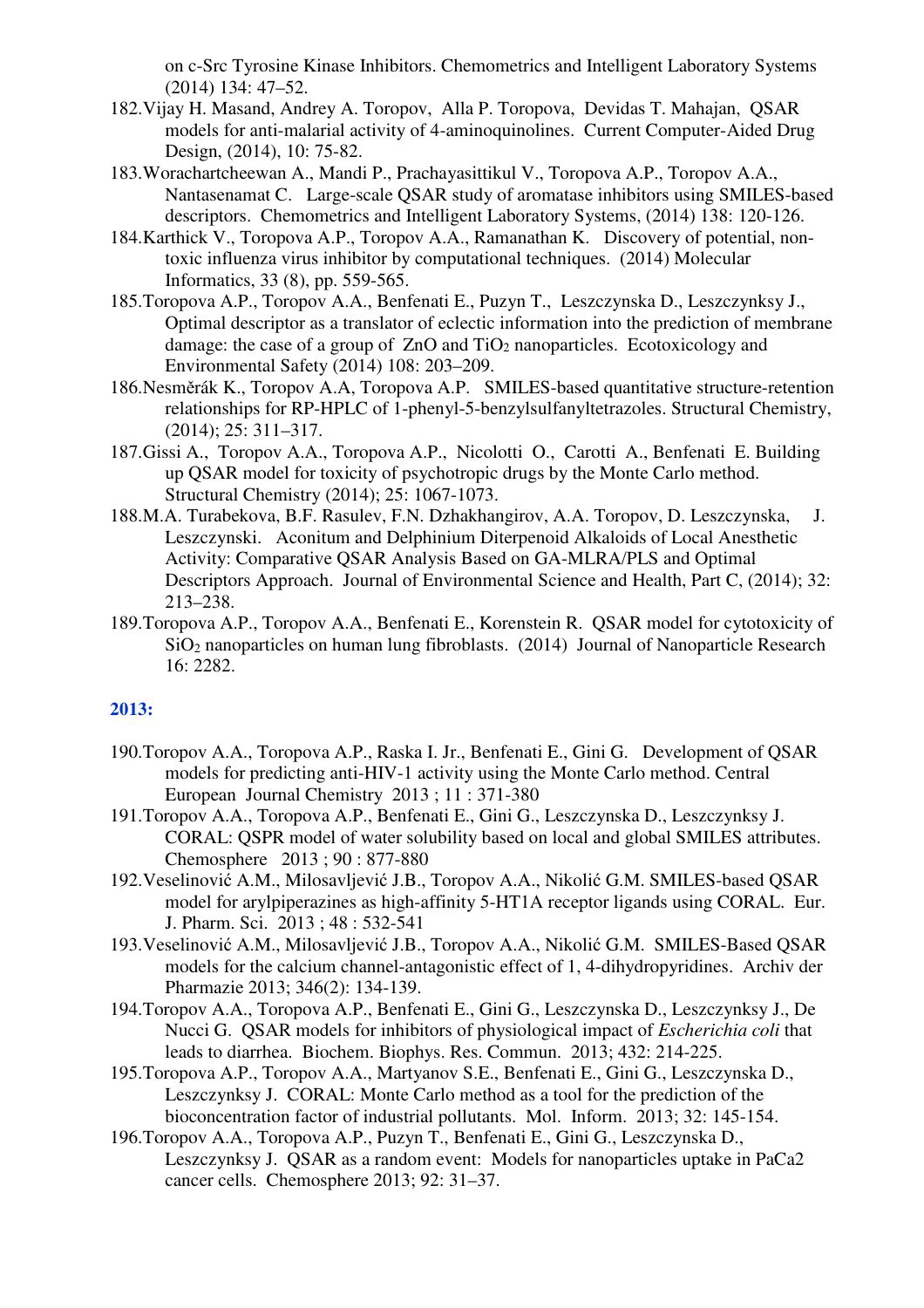on c-Src Tyrosine Kinase Inhibitors. Chemometrics and Intelligent Laboratory Systems (2014) 134: 47–52.

182. Vijay H. Masand, Andrey A. Toropov, Alla P. Toropova, Devidas T. Mahajan, QSAR models for anti-malarial activity of 4-aminoquinolines. Current Computer-Aided Drug Design, (2014), 10: 75-82.
183. Worachartcheewan A., Mandi P., Prachayasittikul V., Toropova A.P., Toropov A.A., Nantasenamat C. Large-scale QSAR study of aromatase inhibitors using SMILES-based descriptors. Chemometrics and Intelligent Laboratory Systems, (2014) 138: 120-126.
184. Karthick V., Toropova A.P., Toropov A.A., Ramanathan K. Discovery of potential, non-toxic influenza virus inhibitor by computational techniques. (2014) Molecular Informatics, 33 (8), pp. 559-565.
185. Toropova A.P., Toropov A.A., Benfenati E., Puzyn T., Leszczynska D., Leszczynksy J., Optimal descriptor as a translator of eclectic information into the prediction of membrane damage: the case of a group of ZnO and $TiO_2$ nanoparticles. Ecotoxicology and Environmental Safety (2014) 108: 203–209.
186. Nesměrák K., Toropov A.A, Toropova A.P. SMILES-based quantitative structure-retention relationships for RP-HPLC of 1-phenyl-5-benzylsulfanyltetrazoles. Structural Chemistry, (2014); 25: 311–317.
187. Gissi A., Toropov A.A., Toropova A.P., Nicolotti O., Carotti A., Benfenati E. Building up QSAR model for toxicity of psychotropic drugs by the Monte Carlo method. Structural Chemistry (2014); 25: 1067-1073.
188. M.A. Turabekova, B.F. Rasulev, F.N. Dzhakhangirov, A.A. Toropov, D. Leszczynska, J. Leszczynski. Aconitum and Delphinium Diterpenoid Alkaloids of Local Anesthetic Activity: Comparative QSAR Analysis Based on GA-MLRA/PLS and Optimal Descriptors Approach. Journal of Environmental Science and Health, Part C, (2014); 32: 213–238.
189. Toropova A.P., Toropov A.A., Benfenati E., Korenstein R. QSAR model for cytotoxicity of $SiO_2$ nanoparticles on human lung fibroblasts. (2014) Journal of Nanoparticle Research 16: 2282.

## 2013:

190. Toropov A.A., Toropova A.P., Raska I. Jr., Benfenati E., Gini G. Development of QSAR models for predicting anti-HIV-1 activity using the Monte Carlo method. Central European Journal Chemistry 2013 ; 11 : 371-380
191. Toropov A.A., Toropova A.P., Benfenati E., Gini G., Leszczynska D., Leszczynksy J. CORAL: QSPR model of water solubility based on local and global SMILES attributes. Chemosphere 2013 ; 90 : 877-880
192. Veselinović A.M., Milosavljević J.B., Toropov A.A., Nikolić G.M. SMILES-based QSAR model for arylpiperazines as high-affinity 5-HT1A receptor ligands using CORAL. Eur. J. Pharm. Sci. 2013 ; 48 : 532-541
193. Veselinović A.M., Milosavljević J.B., Toropov A.A., Nikolić G.M. SMILES-Based QSAR models for the calcium channel-antagonistic effect of 1, 4-dihydropyridines. Archiv der Pharmazie 2013; 346(2): 134-139.
194. Toropov A.A., Toropova A.P., Benfenati E., Gini G., Leszczynska D., Leszczynksy J., De Nucci G. QSAR models for inhibitors of physiological impact of *Escherichia coli* that leads to diarrhea. Biochem. Biophys. Res. Commun. 2013; 432: 214-225.
195. Toropova A.P., Toropov A.A., Martyanov S.E., Benfenati E., Gini G., Leszczynska D., Leszczynksy J. CORAL: Monte Carlo method as a tool for the prediction of the bioconcentration factor of industrial pollutants. Mol. Inform. 2013; 32: 145-154.
196. Toropov A.A., Toropova A.P., Puzyn T., Benfenati E., Gini G., Leszczynska D., Leszczynksy J. QSAR as a random event: Models for nanoparticles uptake in PaCa2 cancer cells. Chemosphere 2013; 92: 31–37.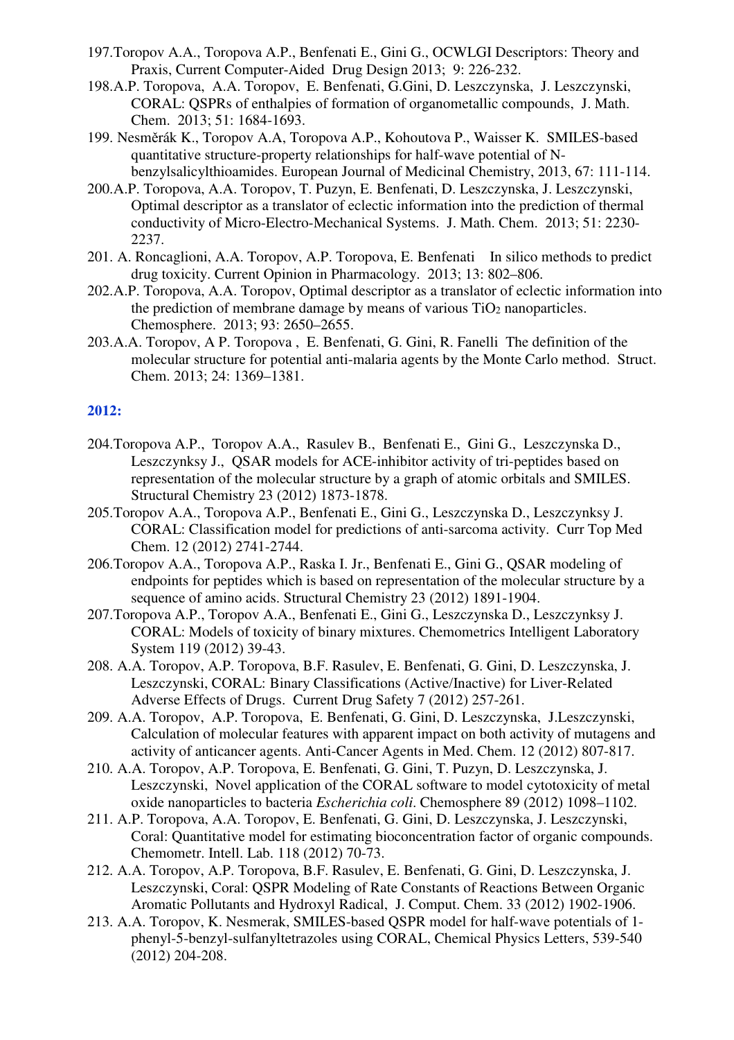197.Toropov A.A., Toropova A.P., Benfenati E., Gini G., OCWLGI Descriptors: Theory and Praxis, Current Computer-Aided Drug Design 2013; 9: 226-232.

198.A.P. Toropova, A.A. Toropov, E. Benfenati, G.Gini, D. Leszczynska, J. Leszczynski, CORAL: QSPRs of enthalpies of formation of organometallic compounds, J. Math. Chem. 2013; 51: 1684-1693.

199. Nesměrák K., Toropov A.A, Toropova A.P., Kohoutova P., Waisser K. SMILES-based quantitative structure-property relationships for half-wave potential of N-benzylsalicylthioamides. European Journal of Medicinal Chemistry, 2013, 67: 111-114.

200.A.P. Toropova, A.A. Toropov, T. Puzyn, E. Benfenati, D. Leszczynska, J. Leszczynski, Optimal descriptor as a translator of eclectic information into the prediction of thermal conductivity of Micro-Electro-Mechanical Systems. J. Math. Chem. 2013; 51: 2230-2237.

201. A. Roncaglioni, A.A. Toropov, A.P. Toropova, E. Benfenati In silico methods to predict drug toxicity. Current Opinion in Pharmacology. 2013; 13: 802–806.

202.A.P. Toropova, A.A. Toropov, Optimal descriptor as a translator of eclectic information into the prediction of membrane damage by means of various $TiO_2$ nanoparticles. Chemosphere. 2013; 93: 2650–2655.

203.A.A. Toropov, A P. Toropova , E. Benfenati, G. Gini, R. Fanelli The definition of the molecular structure for potential anti-malaria agents by the Monte Carlo method. Struct. Chem. 2013; 24: 1369–1381.

## 2012:

204.Toropova A.P., Toropov A.A., Rasulev B., Benfenati E., Gini G., Leszczynska D., Leszczynksy J., QSAR models for ACE-inhibitor activity of tri-peptides based on representation of the molecular structure by a graph of atomic orbitals and SMILES. Structural Chemistry 23 (2012) 1873-1878.

205.Toropov A.A., Toropova A.P., Benfenati E., Gini G., Leszczynska D., Leszczynksy J. CORAL: Classification model for predictions of anti-sarcoma activity. Curr Top Med Chem. 12 (2012) 2741-2744.

206.Toropov A.A., Toropova A.P., Raska I. Jr., Benfenati E., Gini G., QSAR modeling of endpoints for peptides which is based on representation of the molecular structure by a sequence of amino acids. Structural Chemistry 23 (2012) 1891-1904.

207.Toropova A.P., Toropov A.A., Benfenati E., Gini G., Leszczynska D., Leszczynksy J. CORAL: Models of toxicity of binary mixtures. Chemometrics Intelligent Laboratory System 119 (2012) 39-43.

208. A.A. Toropov, A.P. Toropova, B.F. Rasulev, E. Benfenati, G. Gini, D. Leszczynska, J. Leszczynski, CORAL: Binary Classifications (Active/Inactive) for Liver-Related Adverse Effects of Drugs. Current Drug Safety 7 (2012) 257-261.

209. A.A. Toropov, A.P. Toropova, E. Benfenati, G. Gini, D. Leszczynska, J.Leszczynski, Calculation of molecular features with apparent impact on both activity of mutagens and activity of anticancer agents. Anti-Cancer Agents in Med. Chem. 12 (2012) 807-817.

210. A.A. Toropov, A.P. Toropova, E. Benfenati, G. Gini, T. Puzyn, D. Leszczynska, J. Leszczynski, Novel application of the CORAL software to model cytotoxicity of metal oxide nanoparticles to bacteria *Escherichia coli*. Chemosphere 89 (2012) 1098–1102.

211. A.P. Toropova, A.A. Toropov, E. Benfenati, G. Gini, D. Leszczynska, J. Leszczynski, Coral: Quantitative model for estimating bioconcentration factor of organic compounds. Chemometr. Intell. Lab. 118 (2012) 70-73.

212. A.A. Toropov, A.P. Toropova, B.F. Rasulev, E. Benfenati, G. Gini, D. Leszczynska, J. Leszczynski, Coral: QSPR Modeling of Rate Constants of Reactions Between Organic Aromatic Pollutants and Hydroxyl Radical, J. Comput. Chem. 33 (2012) 1902-1906.

213. A.A. Toropov, K. Nesmerak, SMILES-based QSPR model for half-wave potentials of 1-phenyl-5-benzyl-sulfanyltetrazoles using CORAL, Chemical Physics Letters, 539-540 (2012) 204-208.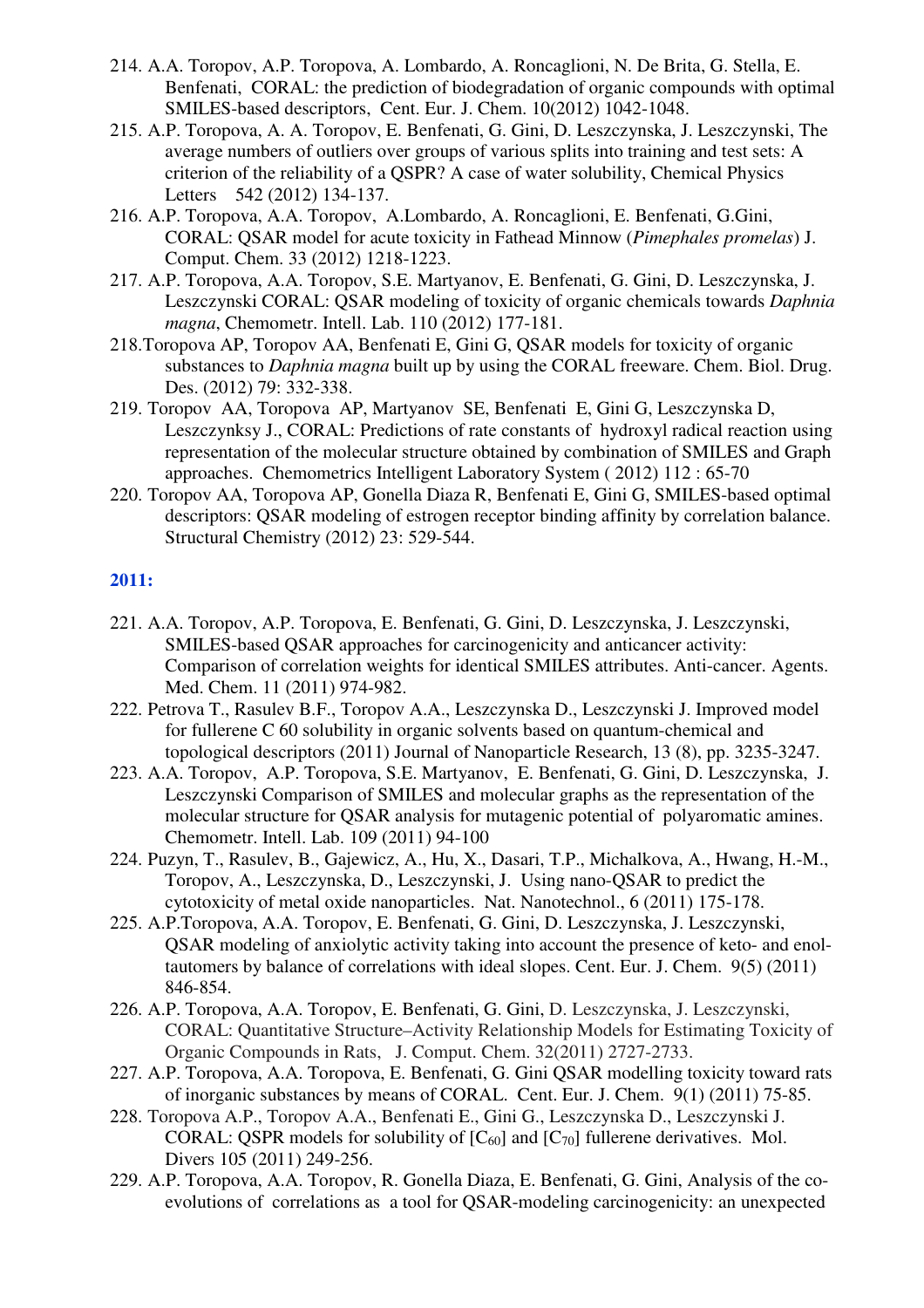214. A.A. Toropov, A.P. Toropova, A. Lombardo, A. Roncaglioni, N. De Brita, G. Stella, E. Benfenati, CORAL: the prediction of biodegradation of organic compounds with optimal SMILES-based descriptors, Cent. Eur. J. Chem. 10(2012) 1042-1048.
215. A.P. Toropova, A. A. Toropov, E. Benfenati, G. Gini, D. Leszczynska, J. Leszczynski, The average numbers of outliers over groups of various splits into training and test sets: A criterion of the reliability of a QSPR? A case of water solubility, Chemical Physics Letters 542 (2012) 134-137.
216. A.P. Toropova, A.A. Toropov, A.Lombardo, A. Roncaglioni, E. Benfenati, G.Gini, CORAL: QSAR model for acute toxicity in Fathead Minnow (*Pimephales promelas*) J. Comput. Chem. 33 (2012) 1218-1223.
217. A.P. Toropova, A.A. Toropov, S.E. Martyanov, E. Benfenati, G. Gini, D. Leszczynska, J. Leszczynski CORAL: QSAR modeling of toxicity of organic chemicals towards *Daphnia magna*, Chemometr. Intell. Lab. 110 (2012) 177-181.
218. Toropova AP, Toropov AA, Benfenati E, Gini G, QSAR models for toxicity of organic substances to *Daphnia magna* built up by using the CORAL freeware. Chem. Biol. Drug. Des. (2012) 79: 332-338.
219. Toropov AA, Toropova AP, Martyanov SE, Benfenati E, Gini G, Leszczynska D, Leszczynksy J., CORAL: Predictions of rate constants of hydroxyl radical reaction using representation of the molecular structure obtained by combination of SMILES and Graph approaches. Chemometrics Intelligent Laboratory System ( 2012) 112 : 65-70
220. Toropov AA, Toropova AP, Gonella Diaza R, Benfenati E, Gini G, SMILES-based optimal descriptors: QSAR modeling of estrogen receptor binding affinity by correlation balance. Structural Chemistry (2012) 23: 529-544.

## 2011:

221. A.A. Toropov, A.P. Toropova, E. Benfenati, G. Gini, D. Leszczynska, J. Leszczynski, SMILES-based QSAR approaches for carcinogenicity and anticancer activity: Comparison of correlation weights for identical SMILES attributes. Anti-cancer. Agents. Med. Chem. 11 (2011) 974-982.
222. Petrova T., Rasulev B.F., Toropov A.A., Leszczynska D., Leszczynski J. Improved model for fullerene C 60 solubility in organic solvents based on quantum-chemical and topological descriptors (2011) Journal of Nanoparticle Research, 13 (8), pp. 3235-3247.
223. A.A. Toropov, A.P. Toropova, S.E. Martyanov, E. Benfenati, G. Gini, D. Leszczynska, J. Leszczynski Comparison of SMILES and molecular graphs as the representation of the molecular structure for QSAR analysis for mutagenic potential of polyaromatic amines. Chemometr. Intell. Lab. 109 (2011) 94-100
224. Puzyn, T., Rasulev, B., Gajewicz, A., Hu, X., Dasari, T.P., Michalkova, A., Hwang, H.-M., Toropov, A., Leszczynska, D., Leszczynski, J. Using nano-QSAR to predict the cytotoxicity of metal oxide nanoparticles. Nat. Nanotechnol., 6 (2011) 175-178.
225. A.P.Toropova, A.A. Toropov, E. Benfenati, G. Gini, D. Leszczynska, J. Leszczynski, QSAR modeling of anxiolytic activity taking into account the presence of keto- and enol-tautomers by balance of correlations with ideal slopes. Cent. Eur. J. Chem. 9(5) (2011) 846-854.
226. A.P. Toropova, A.A. Toropov, E. Benfenati, G. Gini, D. Leszczynska, J. Leszczynski, CORAL: Quantitative Structure–Activity Relationship Models for Estimating Toxicity of Organic Compounds in Rats, J. Comput. Chem. 32(2011) 2727-2733.
227. A.P. Toropova, A.A. Toropova, E. Benfenati, G. Gini QSAR modelling toxicity toward rats of inorganic substances by means of CORAL. Cent. Eur. J. Chem. 9(1) (2011) 75-85.
228. Toropova A.P., Toropov A.A., Benfenati E., Gini G., Leszczynska D., Leszczynski J. CORAL: QSPR models for solubility of [$C_{60}$] and [$C_{70}$] fullerene derivatives. Mol. Divers 105 (2011) 249-256.
229. A.P. Toropova, A.A. Toropov, R. Gonella Diaza, E. Benfenati, G. Gini, Analysis of the co-evolutions of correlations as a tool for QSAR-modeling carcinogenicity: an unexpected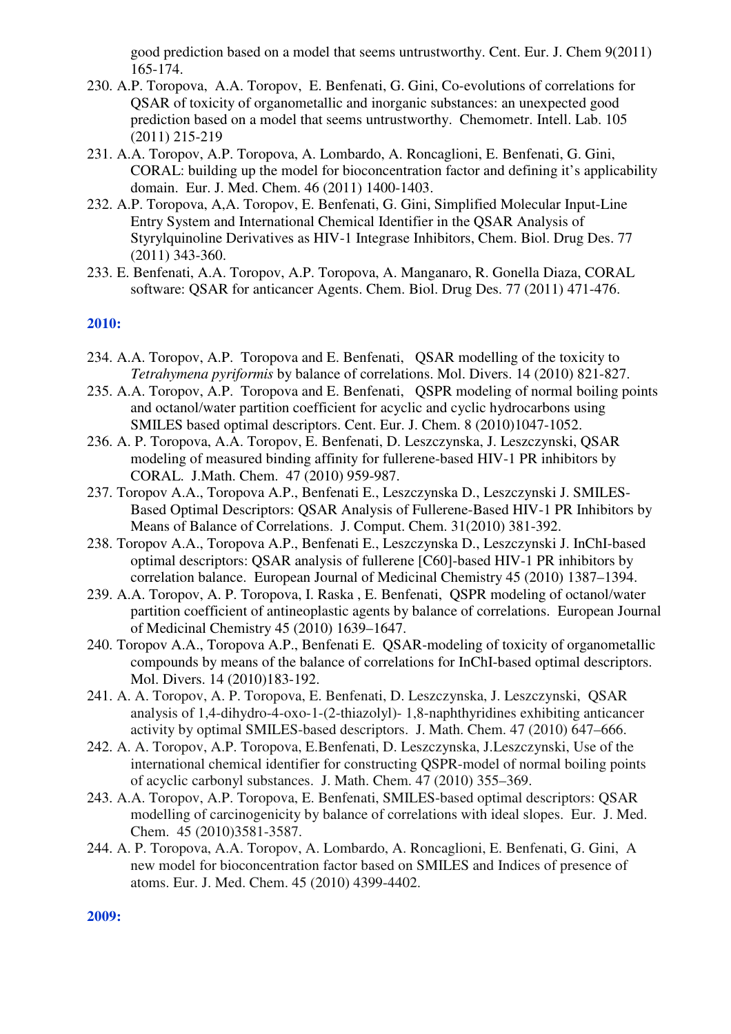good prediction based on a model that seems untrustworthy. Cent. Eur. J. Chem 9(2011) 165-174.

230. A.P. Toropova, A.A. Toropov, E. Benfenati, G. Gini, Co-evolutions of correlations for QSAR of toxicity of organometallic and inorganic substances: an unexpected good prediction based on a model that seems untrustworthy. Chemometr. Intell. Lab. 105 (2011) 215-219
231. A.A. Toropov, A.P. Toropova, A. Lombardo, A. Roncaglioni, E. Benfenati, G. Gini, CORAL: building up the model for bioconcentration factor and defining it's applicability domain. Eur. J. Med. Chem. 46 (2011) 1400-1403.
232. A.P. Toropova, A,A. Toropov, E. Benfenati, G. Gini, Simplified Molecular Input-Line Entry System and International Chemical Identifier in the QSAR Analysis of Styrylquinoline Derivatives as HIV-1 Integrase Inhibitors, Chem. Biol. Drug Des. 77 (2011) 343-360.
233. E. Benfenati, A.A. Toropov, A.P. Toropova, A. Manganaro, R. Gonella Diaza, CORAL software: QSAR for anticancer Agents. Chem. Biol. Drug Des. 77 (2011) 471-476.

**2010:**

234. A.A. Toropov, A.P. Toropova and E. Benfenati, QSAR modelling of the toxicity to *Tetrahymena pyriformis* by balance of correlations. Mol. Divers. 14 (2010) 821-827.
235. A.A. Toropov, A.P. Toropova and E. Benfenati, QSPR modeling of normal boiling points and octanol/water partition coefficient for acyclic and cyclic hydrocarbons using SMILES based optimal descriptors. Cent. Eur. J. Chem. 8 (2010)1047-1052.
236. A. P. Toropova, A.A. Toropov, E. Benfenati, D. Leszczynska, J. Leszczynski, QSAR modeling of measured binding affinity for fullerene-based HIV-1 PR inhibitors by CORAL. J.Math. Chem. 47 (2010) 959-987.
237. Toropov A.A., Toropova A.P., Benfenati E., Leszczynska D., Leszczynski J. SMILES-Based Optimal Descriptors: QSAR Analysis of Fullerene-Based HIV-1 PR Inhibitors by Means of Balance of Correlations. J. Comput. Chem. 31(2010) 381-392.
238. Toropov A.A., Toropova A.P., Benfenati E., Leszczynska D., Leszczynski J. InChI-based optimal descriptors: QSAR analysis of fullerene [C60]-based HIV-1 PR inhibitors by correlation balance. European Journal of Medicinal Chemistry 45 (2010) 1387–1394.
239. A.A. Toropov, A. P. Toropova, I. Raska , E. Benfenati, QSPR modeling of octanol/water partition coefficient of antineoplastic agents by balance of correlations. European Journal of Medicinal Chemistry 45 (2010) 1639–1647.
240. Toropov A.A., Toropova A.P., Benfenati E. QSAR-modeling of toxicity of organometallic compounds by means of the balance of correlations for InChI-based optimal descriptors. Mol. Divers. 14 (2010)183-192.
241. A. A. Toropov, A. P. Toropova, E. Benfenati, D. Leszczynska, J. Leszczynski, QSAR analysis of 1,4-dihydro-4-oxo-1-(2-thiazolyl)- 1,8-naphthyridines exhibiting anticancer activity by optimal SMILES-based descriptors. J. Math. Chem. 47 (2010) 647–666.
242. A. A. Toropov, A.P. Toropova, E.Benfenati, D. Leszczynska, J.Leszczynski, Use of the international chemical identifier for constructing QSPR-model of normal boiling points of acyclic carbonyl substances. J. Math. Chem. 47 (2010) 355–369.
243. A.A. Toropov, A.P. Toropova, E. Benfenati, SMILES-based optimal descriptors: QSAR modelling of carcinogenicity by balance of correlations with ideal slopes. Eur. J. Med. Chem. 45 (2010)3581-3587.
244. A. P. Toropova, A.A. Toropov, A. Lombardo, A. Roncaglioni, E. Benfenati, G. Gini, A new model for bioconcentration factor based on SMILES and Indices of presence of atoms. Eur. J. Med. Chem. 45 (2010) 4399-4402.

**2009:**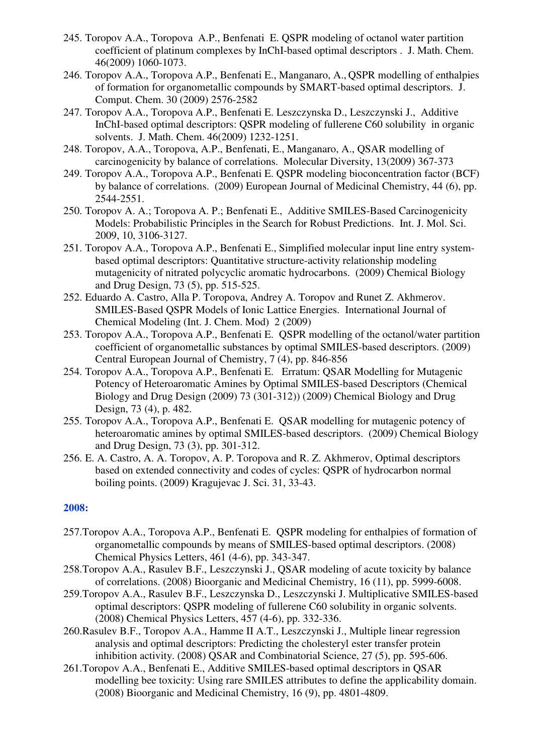245. Toropov A.A., Toropova A.P., Benfenati E. QSPR modeling of octanol water partition coefficient of platinum complexes by InChI-based optimal descriptors . J. Math. Chem. 46(2009) 1060-1073.

246. Toropov A.A., Toropova A.P., Benfenati E., Manganaro, A., QSPR modelling of enthalpies of formation for organometallic compounds by SMART-based optimal descriptors. J. Comput. Chem. 30 (2009) 2576-2582

247. Toropov A.A., Toropova A.P., Benfenati E. Leszczynska D., Leszczynski J., Additive InChI-based optimal descriptors: QSPR modeling of fullerene C60 solubility in organic solvents. J. Math. Chem. 46(2009) 1232-1251.

248. Toropov, A.A., Toropova, A.P., Benfenati, E., Manganaro, A., QSAR modelling of carcinogenicity by balance of correlations. Molecular Diversity, 13(2009) 367-373

249. Toropov A.A., Toropova A.P., Benfenati E. QSPR modeling bioconcentration factor (BCF) by balance of correlations. (2009) European Journal of Medicinal Chemistry, 44 (6), pp. 2544-2551.

250. Toropov A. A.; Toropova A. P.; Benfenati E., Additive SMILES-Based Carcinogenicity Models: Probabilistic Principles in the Search for Robust Predictions. Int. J. Mol. Sci. 2009, 10, 3106-3127.

251. Toropov A.A., Toropova A.P., Benfenati E., Simplified molecular input line entry system-based optimal descriptors: Quantitative structure-activity relationship modeling mutagenicity of nitrated polycyclic aromatic hydrocarbons. (2009) Chemical Biology and Drug Design, 73 (5), pp. 515-525.

252. Eduardo A. Castro, Alla P. Toropova, Andrey A. Toropov and Runet Z. Akhmerov. SMILES-Based QSPR Models of Ionic Lattice Energies. International Journal of Chemical Modeling (Int. J. Chem. Mod) 2 (2009)

253. Toropov A.A., Toropova A.P., Benfenati E. QSPR modelling of the octanol/water partition coefficient of organometallic substances by optimal SMILES-based descriptors. (2009) Central European Journal of Chemistry, 7 (4), pp. 846-856

254. Toropov A.A., Toropova A.P., Benfenati E. Erratum: QSAR Modelling for Mutagenic Potency of Heteroaromatic Amines by Optimal SMILES-based Descriptors (Chemical Biology and Drug Design (2009) 73 (301-312)) (2009) Chemical Biology and Drug Design, 73 (4), p. 482.

255. Toropov A.A., Toropova A.P., Benfenati E. QSAR modelling for mutagenic potency of heteroaromatic amines by optimal SMILES-based descriptors. (2009) Chemical Biology and Drug Design, 73 (3), pp. 301-312.

256. E. A. Castro, A. A. Toropov, A. P. Toropova and R. Z. Akhmerov, Optimal descriptors based on extended connectivity and codes of cycles: QSPR of hydrocarbon normal boiling points. (2009) Kragujevac J. Sci. 31, 33-43.

### 2008:

257. Toropov A.A., Toropova A.P., Benfenati E. QSPR modeling for enthalpies of formation of organometallic compounds by means of SMILES-based optimal descriptors. (2008) Chemical Physics Letters, 461 (4-6), pp. 343-347.

258. Toropov A.A., Rasulev B.F., Leszczynski J., QSAR modeling of acute toxicity by balance of correlations. (2008) Bioorganic and Medicinal Chemistry, 16 (11), pp. 5999-6008.

259. Toropov A.A., Rasulev B.F., Leszczynska D., Leszczynski J. Multiplicative SMILES-based optimal descriptors: QSPR modeling of fullerene C60 solubility in organic solvents. (2008) Chemical Physics Letters, 457 (4-6), pp. 332-336.

260. Rasulev B.F., Toropov A.A., Hamme II A.T., Leszczynski J., Multiple linear regression analysis and optimal descriptors: Predicting the cholesteryl ester transfer protein inhibition activity. (2008) QSAR and Combinatorial Science, 27 (5), pp. 595-606.

261. Toropov A.A., Benfenati E., Additive SMILES-based optimal descriptors in QSAR modelling bee toxicity: Using rare SMILES attributes to define the applicability domain. (2008) Bioorganic and Medicinal Chemistry, 16 (9), pp. 4801-4809.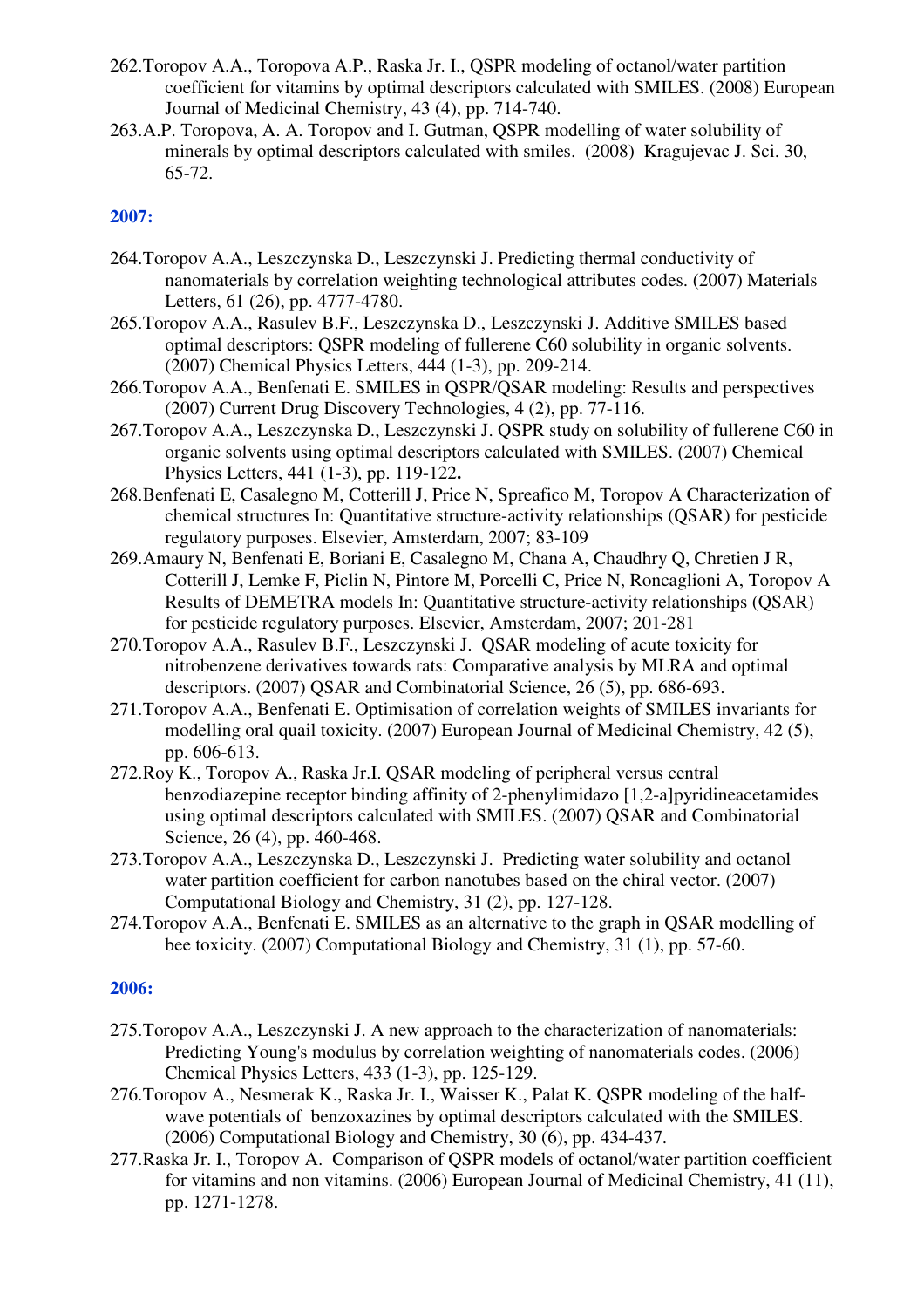262. Toropov A.A., Toropova A.P., Raska Jr. I., QSPR modeling of octanol/water partition coefficient for vitamins by optimal descriptors calculated with SMILES. (2008) European Journal of Medicinal Chemistry, 43 (4), pp. 714-740.
263. A.P. Toropova, A. A. Toropov and I. Gutman, QSPR modelling of water solubility of minerals by optimal descriptors calculated with smiles. (2008) Kragujevac J. Sci. 30, 65-72.

### 2007:

264. Toropov A.A., Leszczynska D., Leszczynski J. Predicting thermal conductivity of nanomaterials by correlation weighting technological attributes codes. (2007) Materials Letters, 61 (26), pp. 4777-4780.
265. Toropov A.A., Rasulev B.F., Leszczynska D., Leszczynski J. Additive SMILES based optimal descriptors: QSPR modeling of fullerene C60 solubility in organic solvents. (2007) Chemical Physics Letters, 444 (1-3), pp. 209-214.
266. Toropov A.A., Benfenati E. SMILES in QSPR/QSAR modeling: Results and perspectives (2007) Current Drug Discovery Technologies, 4 (2), pp. 77-116.
267. Toropov A.A., Leszczynska D., Leszczynski J. QSPR study on solubility of fullerene C60 in organic solvents using optimal descriptors calculated with SMILES. (2007) Chemical Physics Letters, 441 (1-3), pp. 119-122**.**
268. Benfenati E, Casalegno M, Cotterill J, Price N, Spreafico M, Toropov A Characterization of chemical structures In: Quantitative structure-activity relationships (QSAR) for pesticide regulatory purposes. Elsevier, Amsterdam, 2007; 83-109
269. Amaury N, Benfenati E, Boriani E, Casalegno M, Chana A, Chaudhry Q, Chretien J R, Cotterill J, Lemke F, Piclin N, Pintore M, Porcelli C, Price N, Roncaglioni A, Toropov A Results of DEMETRA models In: Quantitative structure-activity relationships (QSAR) for pesticide regulatory purposes. Elsevier, Amsterdam, 2007; 201-281
270. Toropov A.A., Rasulev B.F., Leszczynski J. QSAR modeling of acute toxicity for nitrobenzene derivatives towards rats: Comparative analysis by MLRA and optimal descriptors. (2007) QSAR and Combinatorial Science, 26 (5), pp. 686-693.
271. Toropov A.A., Benfenati E. Optimisation of correlation weights of SMILES invariants for modelling oral quail toxicity. (2007) European Journal of Medicinal Chemistry, 42 (5), pp. 606-613.
272. Roy K., Toropov A., Raska Jr.I. QSAR modeling of peripheral versus central benzodiazepine receptor binding affinity of 2-phenylimidazo [1,2-a]pyridineacetamides using optimal descriptors calculated with SMILES. (2007) QSAR and Combinatorial Science, 26 (4), pp. 460-468.
273. Toropov A.A., Leszczynska D., Leszczynski J. Predicting water solubility and octanol water partition coefficient for carbon nanotubes based on the chiral vector. (2007) Computational Biology and Chemistry, 31 (2), pp. 127-128.
274. Toropov A.A., Benfenati E. SMILES as an alternative to the graph in QSAR modelling of bee toxicity. (2007) Computational Biology and Chemistry, 31 (1), pp. 57-60.

### 2006:

275. Toropov A.A., Leszczynski J. A new approach to the characterization of nanomaterials: Predicting Young's modulus by correlation weighting of nanomaterials codes. (2006) Chemical Physics Letters, 433 (1-3), pp. 125-129.
276. Toropov A., Nesmerak K., Raska Jr. I., Waisser K., Palat K. QSPR modeling of the half-wave potentials of benzoxazines by optimal descriptors calculated with the SMILES. (2006) Computational Biology and Chemistry, 30 (6), pp. 434-437.
277. Raska Jr. I., Toropov A. Comparison of QSPR models of octanol/water partition coefficient for vitamins and non vitamins. (2006) European Journal of Medicinal Chemistry, 41 (11), pp. 1271-1278.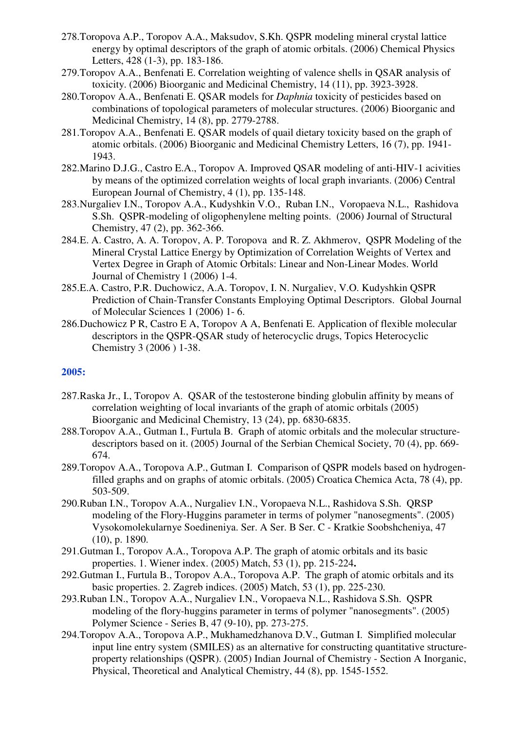278. Toropova A.P., Toropov A.A., Maksudov, S.Kh. QSPR modeling mineral crystal lattice energy by optimal descriptors of the graph of atomic orbitals. (2006) Chemical Physics Letters, 428 (1-3), pp. 183-186.
279. Toropov A.A., Benfenati E. Correlation weighting of valence shells in QSAR analysis of toxicity. (2006) Bioorganic and Medicinal Chemistry, 14 (11), pp. 3923-3928.
280. Toropov A.A., Benfenati E. QSAR models for *Daphnia* toxicity of pesticides based on combinations of topological parameters of molecular structures. (2006) Bioorganic and Medicinal Chemistry, 14 (8), pp. 2779-2788.
281. Toropov A.A., Benfenati E. QSAR models of quail dietary toxicity based on the graph of atomic orbitals. (2006) Bioorganic and Medicinal Chemistry Letters, 16 (7), pp. 1941-1943.
282. Marino D.J.G., Castro E.A., Toropov A. Improved QSAR modeling of anti-HIV-1 acivities by means of the optimized correlation weights of local graph invariants. (2006) Central European Journal of Chemistry, 4 (1), pp. 135-148.
283. Nurgaliev I.N., Toropov A.A., Kudyshkin V.O., Ruban I.N., Voropaeva N.L., Rashidova S.Sh. QSPR-modeling of oligophenylene melting points. (2006) Journal of Structural Chemistry, 47 (2), pp. 362-366.
284. E. A. Castro, A. A. Toropov, A. P. Toropova and R. Z. Akhmerov, QSPR Modeling of the Mineral Crystal Lattice Energy by Optimization of Correlation Weights of Vertex and Vertex Degree in Graph of Atomic Orbitals: Linear and Non-Linear Modes. World Journal of Chemistry 1 (2006) 1-4.
285. E.A. Castro, P.R. Duchowicz, A.A. Toropov, I. N. Nurgaliev, V.O. Kudyshkin QSPR Prediction of Chain-Transfer Constants Employing Optimal Descriptors. Global Journal of Molecular Sciences 1 (2006) 1- 6.
286. Duchowicz P R, Castro E A, Toropov A A, Benfenati E. Application of flexible molecular descriptors in the QSPR-QSAR study of heterocyclic drugs, Topics Heterocyclic Chemistry 3 (2006 ) 1-38.

## 2005:

287. Raska Jr., I., Toropov A. QSAR of the testosterone binding globulin affinity by means of correlation weighting of local invariants of the graph of atomic orbitals (2005) Bioorganic and Medicinal Chemistry, 13 (24), pp. 6830-6835.
288. Toropov A.A., Gutman I., Furtula B. Graph of atomic orbitals and the molecular structure-descriptors based on it. (2005) Journal of the Serbian Chemical Society, 70 (4), pp. 669-674.
289. Toropov A.A., Toropova A.P., Gutman I. Comparison of QSPR models based on hydrogen-filled graphs and on graphs of atomic orbitals. (2005) Croatica Chemica Acta, 78 (4), pp. 503-509.
290. Ruban I.N., Toropov A.A., Nurgaliev I.N., Voropaeva N.L., Rashidova S.Sh. QRSP modeling of the Flory-Huggins parameter in terms of polymer "nanosegments". (2005) Vysokomolekularnye Soedineniya. Ser. A Ser. B Ser. C - Kratkie Soobshcheniya, 47 (10), p. 1890.
291. Gutman I., Toropov A.A., Toropova A.P. The graph of atomic orbitals and its basic properties. 1. Wiener index. (2005) Match, 53 (1), pp. 215-224**.**
292. Gutman I., Furtula B., Toropov A.A., Toropova A.P. The graph of atomic orbitals and its basic properties. 2. Zagreb indices. (2005) Match, 53 (1), pp. 225-230.
293. Ruban I.N., Toropov A.A., Nurgaliev I.N., Voropaeva N.L., Rashidova S.Sh. QSPR modeling of the flory-huggins parameter in terms of polymer "nanosegments". (2005) Polymer Science - Series B, 47 (9-10), pp. 273-275.
294. Toropov A.A., Toropova A.P., Mukhamedzhanova D.V., Gutman I. Simplified molecular input line entry system (SMILES) as an alternative for constructing quantitative structure-property relationships (QSPR). (2005) Indian Journal of Chemistry - Section A Inorganic, Physical, Theoretical and Analytical Chemistry, 44 (8), pp. 1545-1552.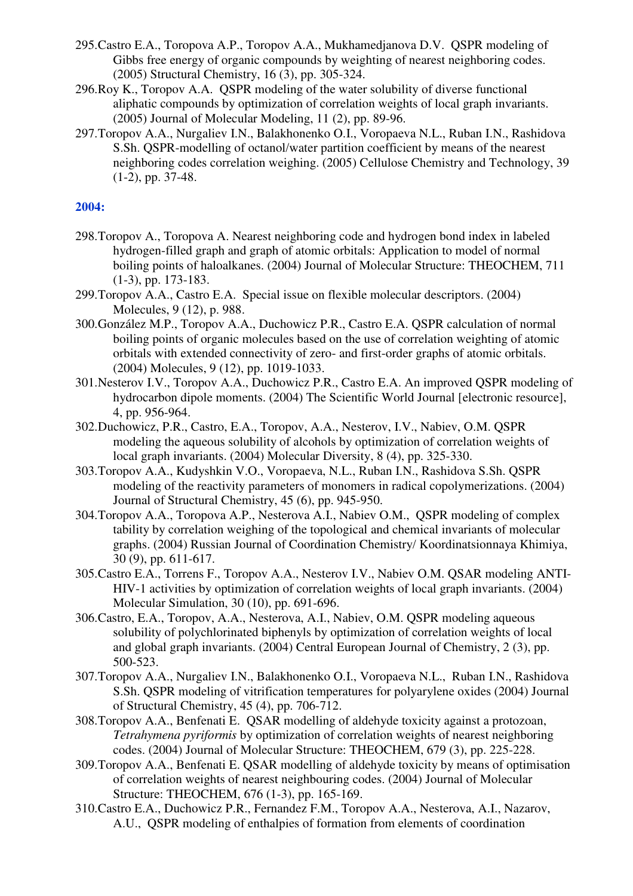295.Castro E.A., Toropova A.P., Toropov A.A., Mukhamedjanova D.V. QSPR modeling of Gibbs free energy of organic compounds by weighting of nearest neighboring codes. (2005) Structural Chemistry, 16 (3), pp. 305-324.

296.Roy K., Toropov A.A. QSPR modeling of the water solubility of diverse functional aliphatic compounds by optimization of correlation weights of local graph invariants. (2005) Journal of Molecular Modeling, 11 (2), pp. 89-96.

297.Toropov A.A., Nurgaliev I.N., Balakhonenko O.I., Voropaeva N.L., Ruban I.N., Rashidova S.Sh. QSPR-modelling of octanol/water partition coefficient by means of the nearest neighboring codes correlation weighing. (2005) Cellulose Chemistry and Technology, 39 (1-2), pp. 37-48.

**2004:**

298.Toropov A., Toropova A. Nearest neighboring code and hydrogen bond index in labeled hydrogen-filled graph and graph of atomic orbitals: Application to model of normal boiling points of haloalkanes. (2004) Journal of Molecular Structure: THEOCHEM, 711 (1-3), pp. 173-183.

299.Toropov A.A., Castro E.A. Special issue on flexible molecular descriptors. (2004) Molecules, 9 (12), p. 988.

300.González M.P., Toropov A.A., Duchowicz P.R., Castro E.A. QSPR calculation of normal boiling points of organic molecules based on the use of correlation weighting of atomic orbitals with extended connectivity of zero- and first-order graphs of atomic orbitals. (2004) Molecules, 9 (12), pp. 1019-1033.

301.Nesterov I.V., Toropov A.A., Duchowicz P.R., Castro E.A. An improved QSPR modeling of hydrocarbon dipole moments. (2004) The Scientific World Journal [electronic resource], 4, pp. 956-964.

302.Duchowicz, P.R., Castro, E.A., Toropov, A.A., Nesterov, I.V., Nabiev, O.M. QSPR modeling the aqueous solubility of alcohols by optimization of correlation weights of local graph invariants. (2004) Molecular Diversity, 8 (4), pp. 325-330.

303.Toropov A.A., Kudyshkin V.O., Voropaeva, N.L., Ruban I.N., Rashidova S.Sh. QSPR modeling of the reactivity parameters of monomers in radical copolymerizations. (2004) Journal of Structural Chemistry, 45 (6), pp. 945-950.

304.Toropov A.A., Toropova A.P., Nesterova A.I., Nabiev O.M., QSPR modeling of complex tability by correlation weighing of the topological and chemical invariants of molecular graphs. (2004) Russian Journal of Coordination Chemistry/ Koordinatsionnaya Khimiya, 30 (9), pp. 611-617.

305.Castro E.A., Torrens F., Toropov A.A., Nesterov I.V., Nabiev O.M. QSAR modeling ANTI-HIV-1 activities by optimization of correlation weights of local graph invariants. (2004) Molecular Simulation, 30 (10), pp. 691-696.

306.Castro, E.A., Toropov, A.A., Nesterova, A.I., Nabiev, O.M. QSPR modeling aqueous solubility of polychlorinated biphenyls by optimization of correlation weights of local and global graph invariants. (2004) Central European Journal of Chemistry, 2 (3), pp. 500-523.

307.Toropov A.A., Nurgaliev I.N., Balakhonenko O.I., Voropaeva N.L., Ruban I.N., Rashidova S.Sh. QSPR modeling of vitrification temperatures for polyarylene oxides (2004) Journal of Structural Chemistry, 45 (4), pp. 706-712.

308.Toropov A.A., Benfenati E. QSAR modelling of aldehyde toxicity against a protozoan, *Tetrahymena pyriformis* by optimization of correlation weights of nearest neighboring codes. (2004) Journal of Molecular Structure: THEOCHEM, 679 (3), pp. 225-228.

309.Toropov A.A., Benfenati E. QSAR modelling of aldehyde toxicity by means of optimisation of correlation weights of nearest neighbouring codes. (2004) Journal of Molecular Structure: THEOCHEM, 676 (1-3), pp. 165-169.

310.Castro E.A., Duchowicz P.R., Fernandez F.M., Toropov A.A., Nesterova, A.I., Nazarov, A.U., QSPR modeling of enthalpies of formation from elements of coordination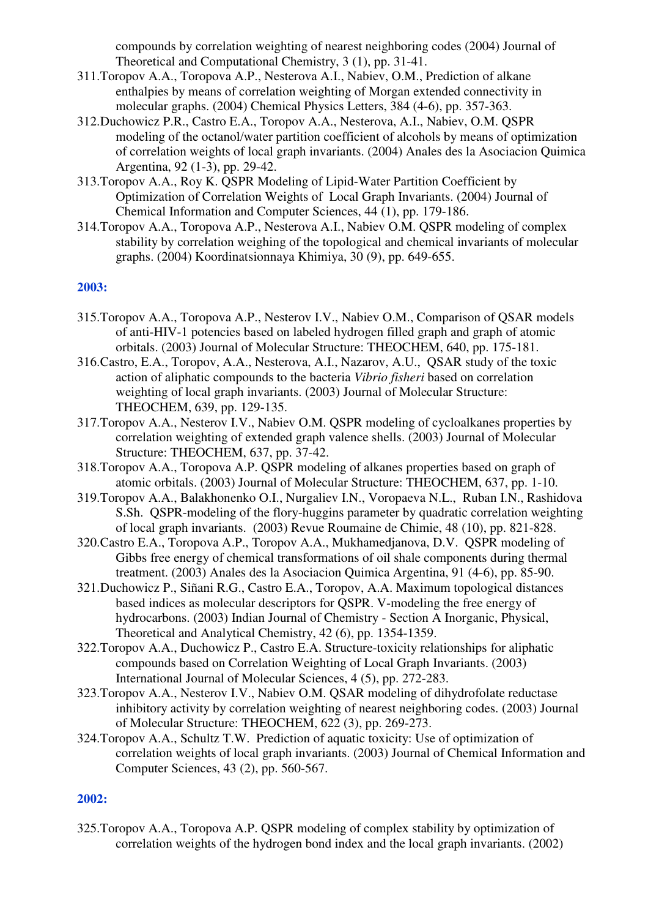compounds by correlation weighting of nearest neighboring codes (2004) Journal of Theoretical and Computational Chemistry, 3 (1), pp. 31-41.

311. Toropov A.A., Toropova A.P., Nesterova A.I., Nabiev, O.M., Prediction of alkane enthalpies by means of correlation weighting of Morgan extended connectivity in molecular graphs. (2004) Chemical Physics Letters, 384 (4-6), pp. 357-363.
312. Duchowicz P.R., Castro E.A., Toropov A.A., Nesterova, A.I., Nabiev, O.M. QSPR modeling of the octanol/water partition coefficient of alcohols by means of optimization of correlation weights of local graph invariants. (2004) Anales des la Asociacion Quimica Argentina, 92 (1-3), pp. 29-42.
313. Toropov A.A., Roy K. QSPR Modeling of Lipid-Water Partition Coefficient by Optimization of Correlation Weights of Local Graph Invariants. (2004) Journal of Chemical Information and Computer Sciences, 44 (1), pp. 179-186.
314. Toropov A.A., Toropova A.P., Nesterova A.I., Nabiev O.M. QSPR modeling of complex stability by correlation weighing of the topological and chemical invariants of molecular graphs. (2004) Koordinatsionnaya Khimiya, 30 (9), pp. 649-655.

## 2003:

315. Toropov A.A., Toropova A.P., Nesterov I.V., Nabiev O.M., Comparison of QSAR models of anti-HIV-1 potencies based on labeled hydrogen filled graph and graph of atomic orbitals. (2003) Journal of Molecular Structure: THEOCHEM, 640, pp. 175-181.
316. Castro, E.A., Toropov, A.A., Nesterova, A.I., Nazarov, A.U., QSAR study of the toxic action of aliphatic compounds to the bacteria *Vibrio fisheri* based on correlation weighting of local graph invariants. (2003) Journal of Molecular Structure: THEOCHEM, 639, pp. 129-135.
317. Toropov A.A., Nesterov I.V., Nabiev O.M. QSPR modeling of cycloalkanes properties by correlation weighting of extended graph valence shells. (2003) Journal of Molecular Structure: THEOCHEM, 637, pp. 37-42.
318. Toropov A.A., Toropova A.P. QSPR modeling of alkanes properties based on graph of atomic orbitals. (2003) Journal of Molecular Structure: THEOCHEM, 637, pp. 1-10.
319. Toropov A.A., Balakhonenko O.I., Nurgaliev I.N., Voropaeva N.L., Ruban I.N., Rashidova S.Sh. QSPR-modeling of the flory-huggins parameter by quadratic correlation weighting of local graph invariants. (2003) Revue Roumaine de Chimie, 48 (10), pp. 821-828.
320. Castro E.A., Toropova A.P., Toropov A.A., Mukhamedjanova, D.V. QSPR modeling of Gibbs free energy of chemical transformations of oil shale components during thermal treatment. (2003) Anales des la Asociacion Quimica Argentina, 91 (4-6), pp. 85-90.
321. Duchowicz P., Siñani R.G., Castro E.A., Toropov, A.A. Maximum topological distances based indices as molecular descriptors for QSPR. V-modeling the free energy of hydrocarbons. (2003) Indian Journal of Chemistry - Section A Inorganic, Physical, Theoretical and Analytical Chemistry, 42 (6), pp. 1354-1359.
322. Toropov A.A., Duchowicz P., Castro E.A. Structure-toxicity relationships for aliphatic compounds based on Correlation Weighting of Local Graph Invariants. (2003) International Journal of Molecular Sciences, 4 (5), pp. 272-283.
323. Toropov A.A., Nesterov I.V., Nabiev O.M. QSAR modeling of dihydrofolate reductase inhibitory activity by correlation weighting of nearest neighboring codes. (2003) Journal of Molecular Structure: THEOCHEM, 622 (3), pp. 269-273.
324. Toropov A.A., Schultz T.W. Prediction of aquatic toxicity: Use of optimization of correlation weights of local graph invariants. (2003) Journal of Chemical Information and Computer Sciences, 43 (2), pp. 560-567.

## 2002:

325. Toropov A.A., Toropova A.P. QSPR modeling of complex stability by optimization of correlation weights of the hydrogen bond index and the local graph invariants. (2002)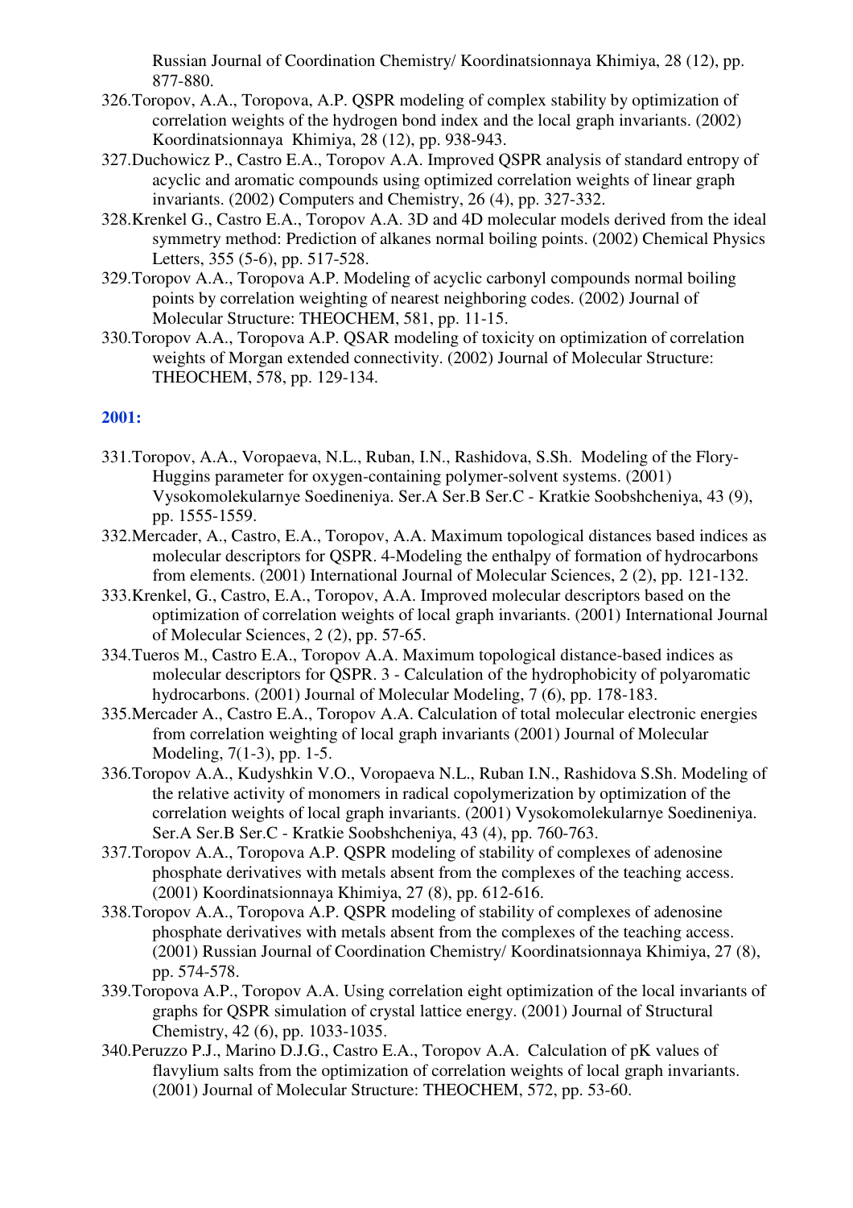Russian Journal of Coordination Chemistry/ Koordinatsionnaya Khimiya, 28 (12), pp. 877-880.

326. Toropov, A.A., Toropova, A.P. QSPR modeling of complex stability by optimization of correlation weights of the hydrogen bond index and the local graph invariants. (2002) Koordinatsionnaya Khimiya, 28 (12), pp. 938-943.
327. Duchowicz P., Castro E.A., Toropov A.A. Improved QSPR analysis of standard entropy of acyclic and aromatic compounds using optimized correlation weights of linear graph invariants. (2002) Computers and Chemistry, 26 (4), pp. 327-332.
328. Krenkel G., Castro E.A., Toropov A.A. 3D and 4D molecular models derived from the ideal symmetry method: Prediction of alkanes normal boiling points. (2002) Chemical Physics Letters, 355 (5-6), pp. 517-528.
329. Toropov A.A., Toropova A.P. Modeling of acyclic carbonyl compounds normal boiling points by correlation weighting of nearest neighboring codes. (2002) Journal of Molecular Structure: THEOCHEM, 581, pp. 11-15.
330. Toropov A.A., Toropova A.P. QSAR modeling of toxicity on optimization of correlation weights of Morgan extended connectivity. (2002) Journal of Molecular Structure: THEOCHEM, 578, pp. 129-134.

## 2001:

331. Toropov, A.A., Voropaeva, N.L., Ruban, I.N., Rashidova, S.Sh. Modeling of the Flory-Huggins parameter for oxygen-containing polymer-solvent systems. (2001) Vysokomolekularnye Soedineniya. Ser.A Ser.B Ser.C - Kratkie Soobshcheniya, 43 (9), pp. 1555-1559.
332. Mercader, A., Castro, E.A., Toropov, A.A. Maximum topological distances based indices as molecular descriptors for QSPR. 4-Modeling the enthalpy of formation of hydrocarbons from elements. (2001) International Journal of Molecular Sciences, 2 (2), pp. 121-132.
333. Krenkel, G., Castro, E.A., Toropov, A.A. Improved molecular descriptors based on the optimization of correlation weights of local graph invariants. (2001) International Journal of Molecular Sciences, 2 (2), pp. 57-65.
334. Tueros M., Castro E.A., Toropov A.A. Maximum topological distance-based indices as molecular descriptors for QSPR. 3 - Calculation of the hydrophobicity of polyaromatic hydrocarbons. (2001) Journal of Molecular Modeling, 7 (6), pp. 178-183.
335. Mercader A., Castro E.A., Toropov A.A. Calculation of total molecular electronic energies from correlation weighting of local graph invariants (2001) Journal of Molecular Modeling, 7(1-3), pp. 1-5.
336. Toropov A.A., Kudyshkin V.O., Voropaeva N.L., Ruban I.N., Rashidova S.Sh. Modeling of the relative activity of monomers in radical copolymerization by optimization of the correlation weights of local graph invariants. (2001) Vysokomolekularnye Soedineniya. Ser.A Ser.B Ser.C - Kratkie Soobshcheniya, 43 (4), pp. 760-763.
337. Toropov A.A., Toropova A.P. QSPR modeling of stability of complexes of adenosine phosphate derivatives with metals absent from the complexes of the teaching access. (2001) Koordinatsionnaya Khimiya, 27 (8), pp. 612-616.
338. Toropov A.A., Toropova A.P. QSPR modeling of stability of complexes of adenosine phosphate derivatives with metals absent from the complexes of the teaching access. (2001) Russian Journal of Coordination Chemistry/ Koordinatsionnaya Khimiya, 27 (8), pp. 574-578.
339. Toropova A.P., Toropov A.A. Using correlation eight optimization of the local invariants of graphs for QSPR simulation of crystal lattice energy. (2001) Journal of Structural Chemistry, 42 (6), pp. 1033-1035.
340. Peruzzo P.J., Marino D.J.G., Castro E.A., Toropov A.A. Calculation of pK values of flavylium salts from the optimization of correlation weights of local graph invariants. (2001) Journal of Molecular Structure: THEOCHEM, 572, pp. 53-60.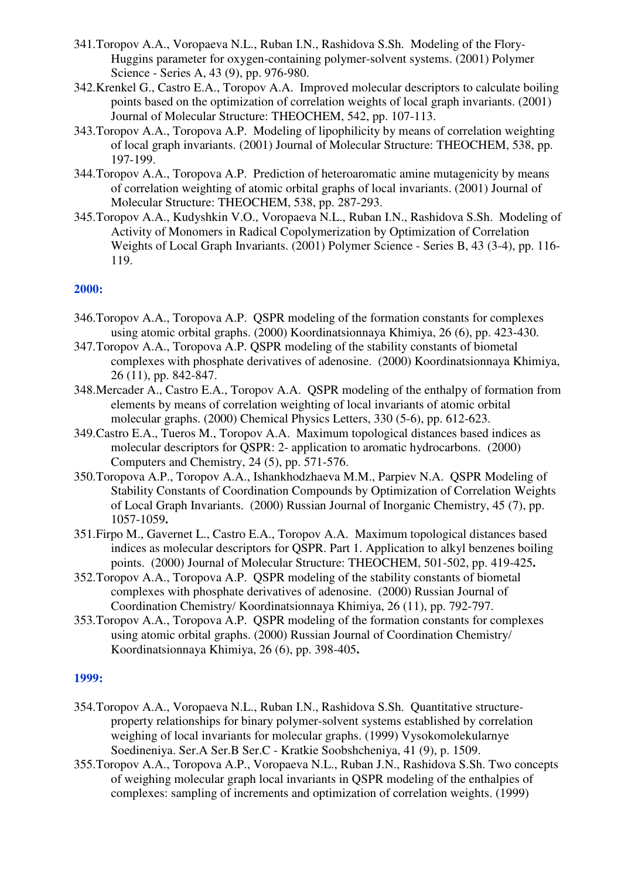341. Toropov A.A., Voropaeva N.L., Ruban I.N., Rashidova S.Sh. Modeling of the Flory-Huggins parameter for oxygen-containing polymer-solvent systems. (2001) Polymer Science - Series A, 43 (9), pp. 976-980.
342. Krenkel G., Castro E.A., Toropov A.A. Improved molecular descriptors to calculate boiling points based on the optimization of correlation weights of local graph invariants. (2001) Journal of Molecular Structure: THEOCHEM, 542, pp. 107-113.
343. Toropov A.A., Toropova A.P. Modeling of lipophilicity by means of correlation weighting of local graph invariants. (2001) Journal of Molecular Structure: THEOCHEM, 538, pp. 197-199.
344. Toropov A.A., Toropova A.P. Prediction of heteroaromatic amine mutagenicity by means of correlation weighting of atomic orbital graphs of local invariants. (2001) Journal of Molecular Structure: THEOCHEM, 538, pp. 287-293.
345. Toropov A.A., Kudyshkin V.O., Voropaeva N.L., Ruban I.N., Rashidova S.Sh. Modeling of Activity of Monomers in Radical Copolymerization by Optimization of Correlation Weights of Local Graph Invariants. (2001) Polymer Science - Series B, 43 (3-4), pp. 116-119.

## 2000:

346. Toropov A.A., Toropova A.P. QSPR modeling of the formation constants for complexes using atomic orbital graphs. (2000) Koordinatsionnaya Khimiya, 26 (6), pp. 423-430.
347. Toropov A.A., Toropova A.P. QSPR modeling of the stability constants of biometal complexes with phosphate derivatives of adenosine. (2000) Koordinatsionnaya Khimiya, 26 (11), pp. 842-847.
348. Mercader A., Castro E.A., Toropov A.A. QSPR modeling of the enthalpy of formation from elements by means of correlation weighting of local invariants of atomic orbital molecular graphs. (2000) Chemical Physics Letters, 330 (5-6), pp. 612-623.
349. Castro E.A., Tueros M., Toropov A.A. Maximum topological distances based indices as molecular descriptors for QSPR: 2- application to aromatic hydrocarbons. (2000) Computers and Chemistry, 24 (5), pp. 571-576.
350. Toropova A.P., Toropov A.A., Ishankhodzhaeva M.M., Parpiev N.A. QSPR Modeling of Stability Constants of Coordination Compounds by Optimization of Correlation Weights of Local Graph Invariants. (2000) Russian Journal of Inorganic Chemistry, 45 (7), pp. 1057-1059**.**
351. Firpo M., Gavernet L., Castro E.A., Toropov A.A. Maximum topological distances based indices as molecular descriptors for QSPR. Part 1. Application to alkyl benzenes boiling points. (2000) Journal of Molecular Structure: THEOCHEM, 501-502, pp. 419-425**.**
352. Toropov A.A., Toropova A.P. QSPR modeling of the stability constants of biometal complexes with phosphate derivatives of adenosine. (2000) Russian Journal of Coordination Chemistry/ Koordinatsionnaya Khimiya, 26 (11), pp. 792-797.
353. Toropov A.A., Toropova A.P. QSPR modeling of the formation constants for complexes using atomic orbital graphs. (2000) Russian Journal of Coordination Chemistry/ Koordinatsionnaya Khimiya, 26 (6), pp. 398-405**.**

## 1999:

354. Toropov A.A., Voropaeva N.L., Ruban I.N., Rashidova S.Sh. Quantitative structure-property relationships for binary polymer-solvent systems established by correlation weighing of local invariants for molecular graphs. (1999) Vysokomolekularnye Soedineniya. Ser.A Ser.B Ser.C - Kratkie Soobshcheniya, 41 (9), p. 1509.
355. Toropov A.A., Toropova A.P., Voropaeva N.L., Ruban J.N., Rashidova S.Sh. Two concepts of weighing molecular graph local invariants in QSPR modeling of the enthalpies of complexes: sampling of increments and optimization of correlation weights. (1999)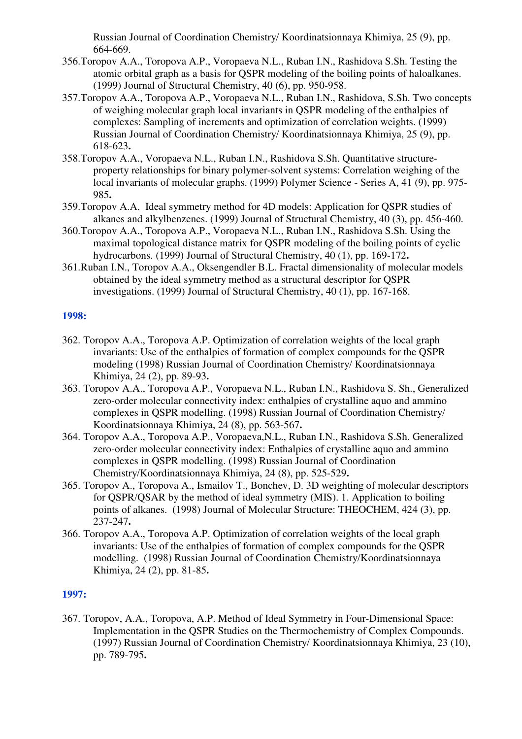Russian Journal of Coordination Chemistry/ Koordinatsionnaya Khimiya, 25 (9), pp. 664-669.

356. Toropov A.A., Toropova A.P., Voropaeva N.L., Ruban I.N., Rashidova S.Sh. Testing the atomic orbital graph as a basis for QSPR modeling of the boiling points of haloalkanes. (1999) Journal of Structural Chemistry, 40 (6), pp. 950-958.
357. Toropov A.A., Toropova A.P., Voropaeva N.L., Ruban I.N., Rashidova, S.Sh. Two concepts of weighing molecular graph local invariants in QSPR modeling of the enthalpies of complexes: Sampling of increments and optimization of correlation weights. (1999) Russian Journal of Coordination Chemistry/ Koordinatsionnaya Khimiya, 25 (9), pp. 618-623**.**
358. Toropov A.A., Voropaeva N.L., Ruban I.N., Rashidova S.Sh. Quantitative structure-property relationships for binary polymer-solvent systems: Correlation weighing of the local invariants of molecular graphs. (1999) Polymer Science - Series A, 41 (9), pp. 975-985**.**
359. Toropov A.A. Ideal symmetry method for 4D models: Application for QSPR studies of alkanes and alkylbenzenes. (1999) Journal of Structural Chemistry, 40 (3), pp. 456-460.
360. Toropov A.A., Toropova A.P., Voropaeva N.L., Ruban I.N., Rashidova S.Sh. Using the maximal topological distance matrix for QSPR modeling of the boiling points of cyclic hydrocarbons. (1999) Journal of Structural Chemistry, 40 (1), pp. 169-172**.**
361. Ruban I.N., Toropov A.A., Oksengendler B.L. Fractal dimensionality of molecular models obtained by the ideal symmetry method as a structural descriptor for QSPR investigations. (1999) Journal of Structural Chemistry, 40 (1), pp. 167-168.

### 1998:

362. Toropov A.A., Toropova A.P. Optimization of correlation weights of the local graph invariants: Use of the enthalpies of formation of complex compounds for the QSPR modeling (1998) Russian Journal of Coordination Chemistry/ Koordinatsionnaya Khimiya, 24 (2), pp. 89-93**.**
363. Toropov A.A., Toropova A.P., Voropaeva N.L., Ruban I.N., Rashidova S. Sh., Generalized zero-order molecular connectivity index: enthalpies of crystalline aquo and ammino complexes in QSPR modelling. (1998) Russian Journal of Coordination Chemistry/ Koordinatsionnaya Khimiya, 24 (8), pp. 563-567**.**
364. Toropov A.A., Toropova A.P., Voropaeva,N.L., Ruban I.N., Rashidova S.Sh. Generalized zero-order molecular connectivity index: Enthalpies of crystalline aquo and ammino complexes in QSPR modelling. (1998) Russian Journal of Coordination Chemistry/Koordinatsionnaya Khimiya, 24 (8), pp. 525-529**.**
365. Toropov A., Toropova A., Ismailov T., Bonchev, D. 3D weighting of molecular descriptors for QSPR/QSAR by the method of ideal symmetry (MIS). 1. Application to boiling points of alkanes. (1998) Journal of Molecular Structure: THEOCHEM, 424 (3), pp. 237-247**.**
366. Toropov A.A., Toropova A.P. Optimization of correlation weights of the local graph invariants: Use of the enthalpies of formation of complex compounds for the QSPR modelling. (1998) Russian Journal of Coordination Chemistry/Koordinatsionnaya Khimiya, 24 (2), pp. 81-85**.**

### 1997:

367. Toropov, A.A., Toropova, A.P. Method of Ideal Symmetry in Four-Dimensional Space: Implementation in the QSPR Studies on the Thermochemistry of Complex Compounds. (1997) Russian Journal of Coordination Chemistry/ Koordinatsionnaya Khimiya, 23 (10), pp. 789-795**.**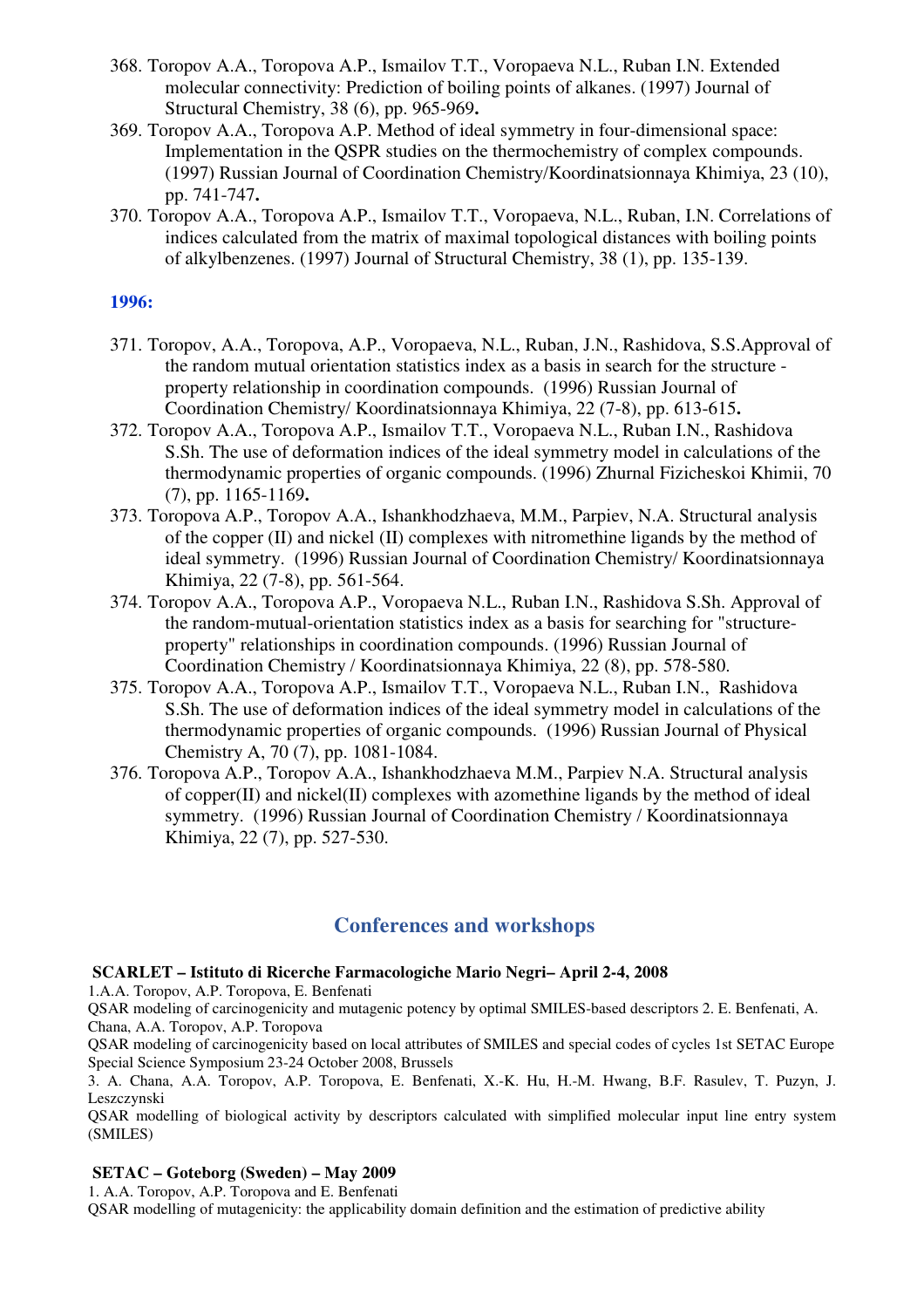368. Toropov A.A., Toropova A.P., Ismailov T.T., Voropaeva N.L., Ruban I.N. Extended molecular connectivity: Prediction of boiling points of alkanes. (1997) Journal of Structural Chemistry, 38 (6), pp. 965-969**.**
369. Toropov A.A., Toropova A.P. Method of ideal symmetry in four-dimensional space: Implementation in the QSPR studies on the thermochemistry of complex compounds. (1997) Russian Journal of Coordination Chemistry/Koordinatsionnaya Khimiya, 23 (10), pp. 741-747**.**
370. Toropov A.A., Toropova A.P., Ismailov T.T., Voropaeva, N.L., Ruban, I.N. Correlations of indices calculated from the matrix of maximal topological distances with boiling points of alkylbenzenes. (1997) Journal of Structural Chemistry, 38 (1), pp. 135-139.

**1996:**

371. Toropov, A.A., Toropova, A.P., Voropaeva, N.L., Ruban, J.N., Rashidova, S.S.Approval of the random mutual orientation statistics index as a basis in search for the structure - property relationship in coordination compounds. (1996) Russian Journal of Coordination Chemistry/ Koordinatsionnaya Khimiya, 22 (7-8), pp. 613-615**.**
372. Toropov A.A., Toropova A.P., Ismailov T.T., Voropaeva N.L., Ruban I.N., Rashidova S.Sh. The use of deformation indices of the ideal symmetry model in calculations of the thermodynamic properties of organic compounds. (1996) Zhurnal Fizicheskoi Khimii, 70 (7), pp. 1165-1169**.**
373. Toropova A.P., Toropov A.A., Ishankhodzhaeva, M.M., Parpiev, N.A. Structural analysis of the copper (II) and nickel (II) complexes with nitromethine ligands by the method of ideal symmetry. (1996) Russian Journal of Coordination Chemistry/ Koordinatsionnaya Khimiya, 22 (7-8), pp. 561-564.
374. Toropov A.A., Toropova A.P., Voropaeva N.L., Ruban I.N., Rashidova S.Sh. Approval of the random-mutual-orientation statistics index as a basis for searching for "structure-property" relationships in coordination compounds. (1996) Russian Journal of Coordination Chemistry / Koordinatsionnaya Khimiya, 22 (8), pp. 578-580.
375. Toropov A.A., Toropova A.P., Ismailov T.T., Voropaeva N.L., Ruban I.N., Rashidova S.Sh. The use of deformation indices of the ideal symmetry model in calculations of the thermodynamic properties of organic compounds. (1996) Russian Journal of Physical Chemistry A, 70 (7), pp. 1081-1084.
376. Toropova A.P., Toropov A.A., Ishankhodzhaeva M.M., Parpiev N.A. Structural analysis of copper(II) and nickel(II) complexes with azomethine ligands by the method of ideal symmetry. (1996) Russian Journal of Coordination Chemistry / Koordinatsionnaya Khimiya, 22 (7), pp. 527-530.

## Conferences and workshops

**SCARLET – Istituto di Ricerche Farmacologiche Mario Negri– April 2-4, 2008**

1.A.A. Toropov, A.P. Toropova, E. Benfenati

QSAR modeling of carcinogenicity and mutagenic potency by optimal SMILES-based descriptors 2. E. Benfenati, A. Chana, A.A. Toropov, A.P. Toropova

QSAR modeling of carcinogenicity based on local attributes of SMILES and special codes of cycles 1st SETAC Europe Special Science Symposium 23-24 October 2008, Brussels

3. A. Chana, A.A. Toropov, A.P. Toropova, E. Benfenati, X.-K. Hu, H.-M. Hwang, B.F. Rasulev, T. Puzyn, J. Leszczynski

QSAR modelling of biological activity by descriptors calculated with simplified molecular input line entry system (SMILES)

**SETAC – Goteborg (Sweden) – May 2009**

1. A.A. Toropov, A.P. Toropova and E. Benfenati

QSAR modelling of mutagenicity: the applicability domain definition and the estimation of predictive ability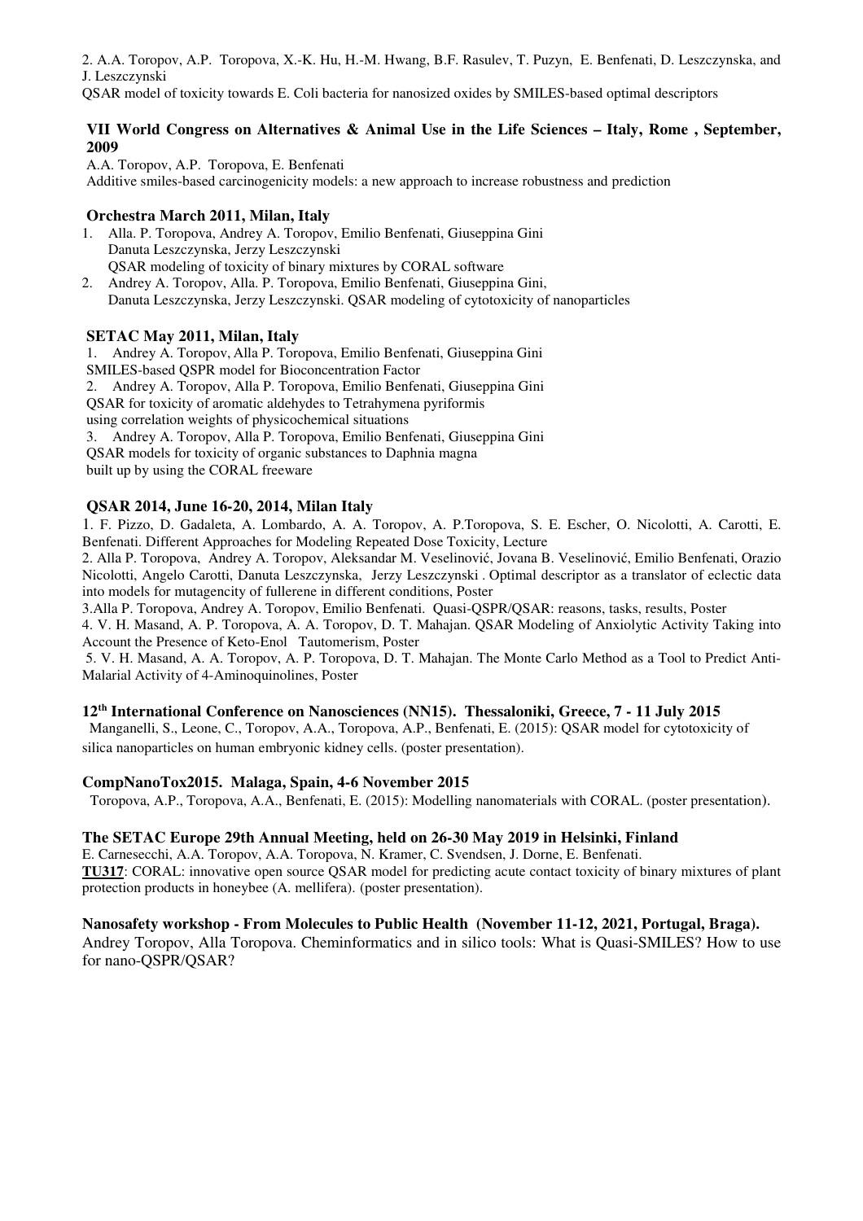2. A.A. Toropov, A.P. Toropova, X.-K. Hu, H.-M. Hwang, B.F. Rasulev, T. Puzyn, E. Benfenati, D. Leszczynska, and J. Leszczynski
QSAR model of toxicity towards E. Coli bacteria for nanosized oxides by SMILES-based optimal descriptors

**VII World Congress on Alternatives & Animal Use in the Life Sciences – Italy, Rome , September, 2009**

A.A. Toropov, A.P. Toropova, E. Benfenati
Additive smiles-based carcinogenicity models: a new approach to increase robustness and prediction

**Orchestra March 2011, Milan, Italy**

1. Alla. P. Toropova, Andrey A. Toropov, Emilio Benfenati, Giuseppina Gini
   Danuta Leszczynska, Jerzy Leszczynski
   QSAR modeling of toxicity of binary mixtures by CORAL software
2. Andrey A. Toropov, Alla. P. Toropova, Emilio Benfenati, Giuseppina Gini,
   Danuta Leszczynska, Jerzy Leszczynski. QSAR modeling of cytotoxicity of nanoparticles

**SETAC May 2011, Milan, Italy**

1. Andrey A. Toropov, Alla P. Toropova, Emilio Benfenati, Giuseppina Gini
   SMILES-based QSPR model for Bioconcentration Factor
2. Andrey A. Toropov, Alla P. Toropova, Emilio Benfenati, Giuseppina Gini
   QSAR for toxicity of aromatic aldehydes to Tetrahymena pyriformis
   using correlation weights of physicochemical situations
3. Andrey A. Toropov, Alla P. Toropova, Emilio Benfenati, Giuseppina Gini
   QSAR models for toxicity of organic substances to Daphnia magna
   built up by using the CORAL freeware

**QSAR 2014, June 16-20, 2014, Milan Italy**

1. F. Pizzo, D. Gadaleta, A. Lombardo, A. A. Toropov, A. P.Toropova, S. E. Escher, O. Nicolotti, A. Carotti, E. Benfenati. Different Approaches for Modeling Repeated Dose Toxicity, Lecture
2. Alla P. Toropova, Andrey A. Toropov, Aleksandar M. Veselinović, Jovana B. Veselinović, Emilio Benfenati, Orazio Nicolotti, Angelo Carotti, Danuta Leszczynska, Jerzy Leszczynski . Optimal descriptor as a translator of eclectic data into models for mutagencity of fullerene in different conditions, Poster
3. Alla P. Toropova, Andrey A. Toropov, Emilio Benfenati. Quasi-QSPR/QSAR: reasons, tasks, results, Poster
4. V. H. Masand, A. P. Toropova, A. A. Toropov, D. T. Mahajan. QSAR Modeling of Anxiolytic Activity Taking into Account the Presence of Keto-Enol Tautomerism, Poster
5. V. H. Masand, A. A. Toropov, A. P. Toropova, D. T. Mahajan. The Monte Carlo Method as a Tool to Predict Anti-Malarial Activity of 4-Aminoquinolines, Poster

**12th International Conference on Nanosciences (NN15). Thessaloniki, Greece, 7 - 11 July 2015**

Manganelli, S., Leone, C., Toropov, A.A., Toropova, A.P., Benfenati, E. (2015): QSAR model for cytotoxicity of silica nanoparticles on human embryonic kidney cells. (poster presentation).

**CompNanoTox2015. Malaga, Spain, 4-6 November 2015**

Toropova, A.P., Toropova, A.A., Benfenati, E. (2015): Modelling nanomaterials with CORAL. (poster presentation).

**The SETAC Europe 29th Annual Meeting, held on 26-30 May 2019 in Helsinki, Finland**

E. Carnesecchi, A.A. Toropov, A.A. Toropova, N. Kramer, C. Svendsen, J. Dorne, E. Benfenati.
**TU317**: CORAL: innovative open source QSAR model for predicting acute contact toxicity of binary mixtures of plant protection products in honeybee (A. mellifera). (poster presentation).

**Nanosafety workshop - From Molecules to Public Health (November 11-12, 2021, Portugal, Braga).**

Andrey Toropov, Alla Toropova. Cheminformatics and in silico tools: What is Quasi-SMILES? How to use for nano-QSPR/QSAR?